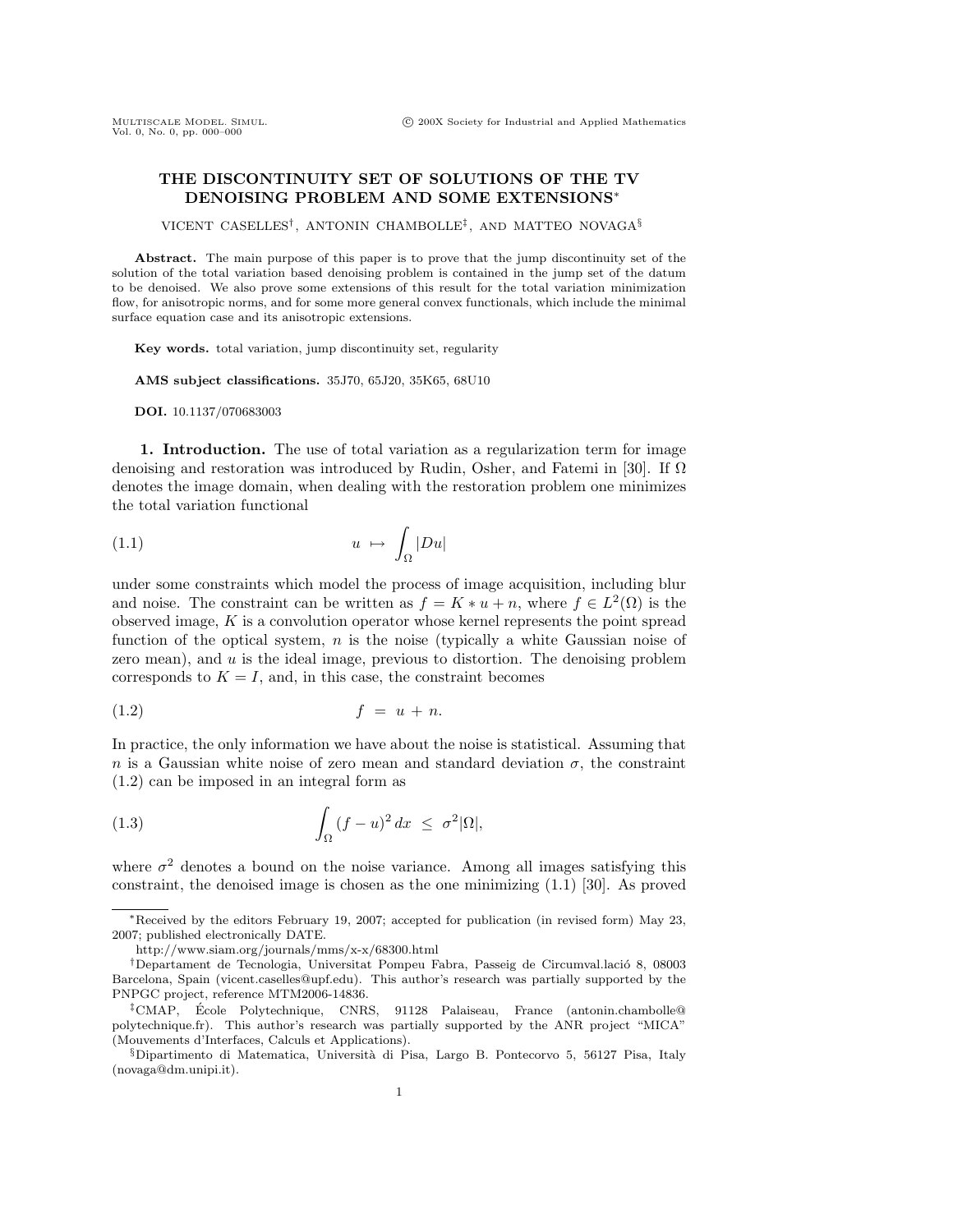# THE DISCONTINUITY SET OF SOLUTIONS OF THE TV DENOISING PROBLEM AND SOME EXTENSIONS[*]

VICENT CASELLES[†], ANTONIN CHAMBOLLE[‡], AND MATTEO NOVAGA[§]

**Abstract.** The main purpose of this paper is to prove that the jump discontinuity set of the solution of the total variation based denoising problem is contained in the jump set of the datum to be denoised. We also prove some extensions of this result for the total variation minimization flow, for anisotropic norms, and for some more general convex functionals, which include the minimal surface equation case and its anisotropic extensions.

**Key words.** total variation, jump discontinuity set, regularity

**AMS subject classifications.** 35J70, 65J20, 35K65, 68U10

**DOI.** 10.1137/070683003

## 1. Introduction.

The use of total variation as a regularization term for image denoising and restoration was introduced by Rudin, Osher, and Fatemi in [30]. If $\Omega$ denotes the image domain, when dealing with the restoration problem one minimizes the total variation functional

$$u \ \mapsto \ \int_\Omega |Du| \tag{1.1}$$

under some constraints which model the process of image acquisition, including blur and noise. The constraint can be written as $f = K * u + n$, where $f \in L^2(\Omega)$ is the observed image, $K$ is a convolution operator whose kernel represents the point spread function of the optical system, $n$ is the noise (typically a white Gaussian noise of zero mean), and $u$ is the ideal image, previous to distortion. The denoising problem corresponds to $K = I$, and, in this case, the constraint becomes

$$f \ = \ u + n. \tag{1.2}$$

In practice, the only information we have about the noise is statistical. Assuming that $n$ is a Gaussian white noise of zero mean and standard deviation $\sigma$, the constraint (1.2) can be imposed in an integral form as

$$\int_\Omega (f-u)^2 \, dx \ \leq \ \sigma^2 |\Omega|, \tag{1.3}$$

where $\sigma^2$ denotes a bound on the noise variance. Among all images satisfying this constraint, the denoised image is chosen as the one minimizing (1.1) [30]. As proved

---

[*]Received by the editors February 19, 2007; accepted for publication (in revised form) May 23, 2007; published electronically DATE.

http://www.siam.org/journals/mms/x-x/68300.html

[†]Departament de Tecnologia, Universitat Pompeu Fabra, Passeig de Circumval.lació 8, 08003 Barcelona, Spain (vicent.caselles@upf.edu). This author's research was partially supported by the PNPGC project, reference MTM2006-14836.

[‡]CMAP, École Polytechnique, CNRS, 91128 Palaiseau, France (antonin.chambolle@polytechnique.fr). This author's research was partially supported by the ANR project "MICA" (Mouvements d'Interfaces, Calculs et Applications).

[§]Dipartimento di Matematica, Università di Pisa, Largo B. Pontecorvo 5, 56127 Pisa, Italy (novaga@dm.unipi.it).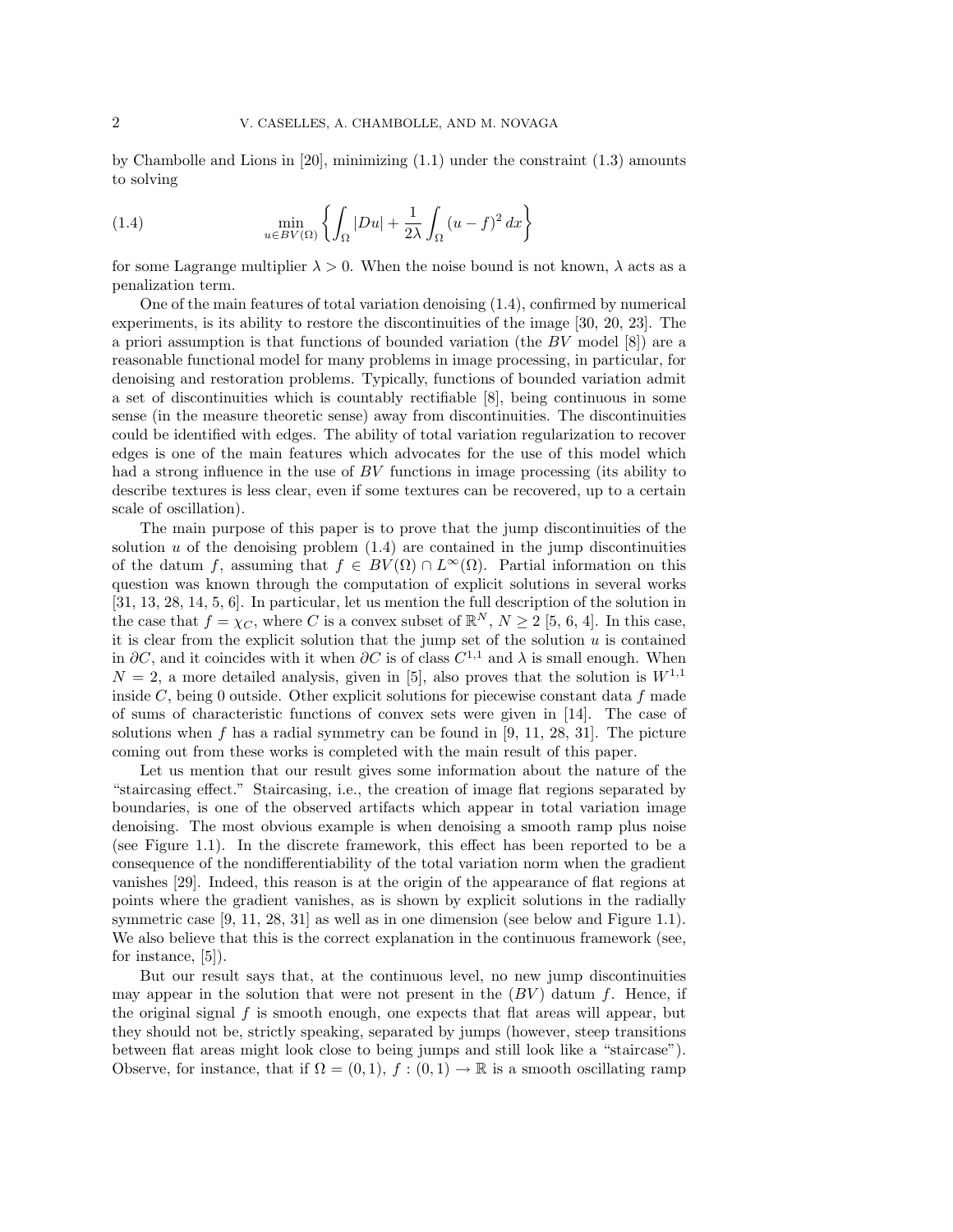by Chambolle and Lions in [20], minimizing (1.1) under the constraint (1.3) amounts to solving

$$\min_{u \in BV(\Omega)} \left\{ \int_\Omega |Du| + \frac{1}{2\lambda} \int_\Omega (u-f)^2 \, dx \right\} \tag{1.4}$$

for some Lagrange multiplier $\lambda > 0$. When the noise bound is not known, $\lambda$ acts as a penalization term.

One of the main features of total variation denoising (1.4), confirmed by numerical experiments, is its ability to restore the discontinuities of the image [30, 20, 23]. The a priori assumption is that functions of bounded variation (the $BV$ model [8]) are a reasonable functional model for many problems in image processing, in particular, for denoising and restoration problems. Typically, functions of bounded variation admit a set of discontinuities which is countably rectifiable [8], being continuous in some sense (in the measure theoretic sense) away from discontinuities. The discontinuities could be identified with edges. The ability of total variation regularization to recover edges is one of the main features which advocates for the use of this model which had a strong influence in the use of $BV$ functions in image processing (its ability to describe textures is less clear, even if some textures can be recovered, up to a certain scale of oscillation).

The main purpose of this paper is to prove that the jump discontinuities of the solution $u$ of the denoising problem (1.4) are contained in the jump discontinuities of the datum $f$, assuming that $f \in BV(\Omega) \cap L^\infty(\Omega)$. Partial information on this question was known through the computation of explicit solutions in several works [31, 13, 28, 14, 5, 6]. In particular, let us mention the full description of the solution in the case that $f = \chi_C$, where $C$ is a convex subset of $\mathbb{R}^N$, $N \geq 2$ [5, 6, 4]. In this case, it is clear from the explicit solution that the jump set of the solution $u$ is contained in $\partial C$, and it coincides with it when $\partial C$ is of class $C^{1,1}$ and $\lambda$ is small enough. When $N = 2$, a more detailed analysis, given in [5], also proves that the solution is $W^{1,1}$ inside $C$, being 0 outside. Other explicit solutions for piecewise constant data $f$ made of sums of characteristic functions of convex sets were given in [14]. The case of solutions when $f$ has a radial symmetry can be found in [9, 11, 28, 31]. The picture coming out from these works is completed with the main result of this paper.

Let us mention that our result gives some information about the nature of the "staircasing effect." Staircasing, i.e., the creation of image flat regions separated by boundaries, is one of the observed artifacts which appear in total variation image denoising. The most obvious example is when denoising a smooth ramp plus noise (see Figure 1.1). In the discrete framework, this effect has been reported to be a consequence of the nondifferentiability of the total variation norm when the gradient vanishes [29]. Indeed, this reason is at the origin of the appearance of flat regions at points where the gradient vanishes, as is shown by explicit solutions in the radially symmetric case [9, 11, 28, 31] as well as in one dimension (see below and Figure 1.1). We also believe that this is the correct explanation in the continuous framework (see, for instance, [5]).

But our result says that, at the continuous level, no new jump discontinuities may appear in the solution that were not present in the ($BV$) datum $f$. Hence, if the original signal $f$ is smooth enough, one expects that flat areas will appear, but they should not be, strictly speaking, separated by jumps (however, steep transitions between flat areas might look close to being jumps and still look like a "staircase"). Observe, for instance, that if $\Omega = (0, 1)$, $f : (0, 1) \to \mathbb{R}$ is a smooth oscillating ramp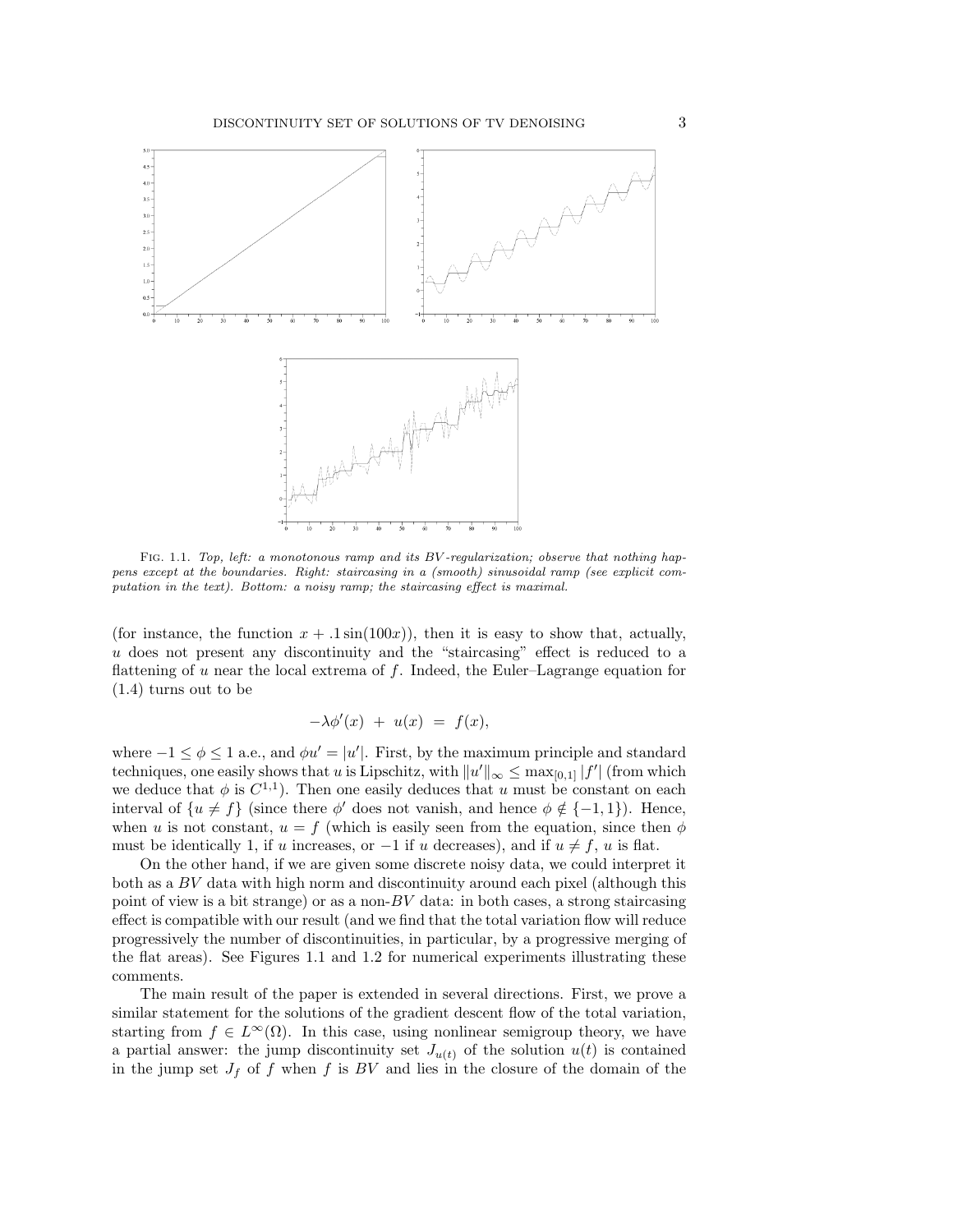Fig. 1.1. *Top, left: a monotonous ramp and its BV-regularization; observe that nothing happens except at the boundaries. Right: staircasing in a (smooth) sinusoidal ramp (see explicit computation in the text). Bottom: a noisy ramp; the staircasing effect is maximal.*

(for instance, the function $x + .1\sin(100x)$), then it is easy to show that, actually, $u$ does not present any discontinuity and the "staircasing" effect is reduced to a flattening of $u$ near the local extrema of $f$. Indeed, the Euler–Lagrange equation for (1.4) turns out to be

$$-\lambda\phi'(x) \;+\; u(x) \;=\; f(x),$$

where $-1 \le \phi \le 1$ a.e., and $\phi u' = |u'|$. First, by the maximum principle and standard techniques, one easily shows that $u$ is Lipschitz, with $\|u'\|_\infty \le \max_{[0,1]} |f'|$ (from which we deduce that $\phi$ is $C^{1,1}$). Then one easily deduces that $u$ must be constant on each interval of $\{u \neq f\}$ (since there $\phi'$ does not vanish, and hence $\phi \notin \{-1, 1\}$). Hence, when $u$ is not constant, $u = f$ (which is easily seen from the equation, since then $\phi$ must be identically 1, if $u$ increases, or $-1$ if $u$ decreases), and if $u \neq f$, $u$ is flat.

On the other hand, if we are given some discrete noisy data, we could interpret it both as a $BV$ data with high norm and discontinuity around each pixel (although this point of view is a bit strange) or as a non-$BV$ data: in both cases, a strong staircasing effect is compatible with our result (and we find that the total variation flow will reduce progressively the number of discontinuities, in particular, by a progressive merging of the flat areas). See Figures 1.1 and 1.2 for numerical experiments illustrating these comments.

The main result of the paper is extended in several directions. First, we prove a similar statement for the solutions of the gradient descent flow of the total variation, starting from $f \in L^\infty(\Omega)$. In this case, using nonlinear semigroup theory, we have a partial answer: the jump discontinuity set $J_{u(t)}$ of the solution $u(t)$ is contained in the jump set $J_f$ of $f$ when $f$ is $BV$ and lies in the closure of the domain of the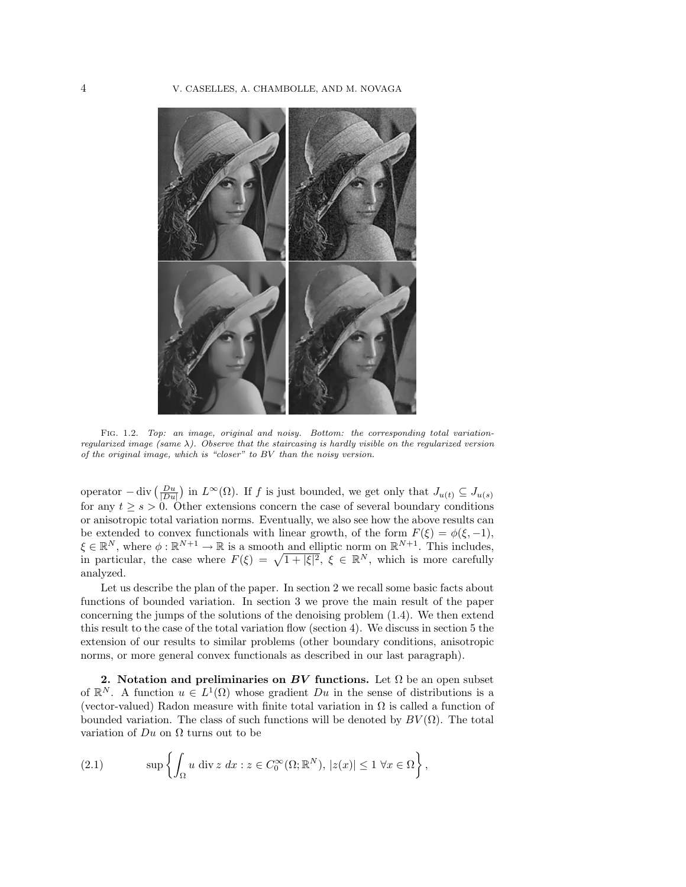Fig. 1.2. *Top: an image, original and noisy. Bottom: the corresponding total variation-regularized image (same $\lambda$). Observe that the staircasing is hardly visible on the regularized version of the original image, which is "closer" to BV than the noisy version.*

operator $-\operatorname{div}\left(\frac{Du}{|Du|}\right)$ in $L^\infty(\Omega)$. If $f$ is just bounded, we get only that $J_{u(t)} \subseteq J_{u(s)}$ for any $t \geq s > 0$. Other extensions concern the case of several boundary conditions or anisotropic total variation norms. Eventually, we also see how the above results can be extended to convex functionals with linear growth, of the form $F(\xi) = \phi(\xi, -1)$, $\xi \in \mathbb{R}^N$, where $\phi : \mathbb{R}^{N+1} \to \mathbb{R}$ is a smooth and elliptic norm on $\mathbb{R}^{N+1}$. This includes, in particular, the case where $F(\xi) = \sqrt{1 + |\xi|^2}$, $\xi \in \mathbb{R}^N$, which is more carefully analyzed.

Let us describe the plan of the paper. In section 2 we recall some basic facts about functions of bounded variation. In section 3 we prove the main result of the paper concerning the jumps of the solutions of the denoising problem (1.4). We then extend this result to the case of the total variation flow (section 4). We discuss in section 5 the extension of our results to similar problems (other boundary conditions, anisotropic norms, or more general convex functionals as described in our last paragraph).

## 2. Notation and preliminaries on *BV* functions.

Let $\Omega$ be an open subset of $\mathbb{R}^N$. A function $u \in L^1(\Omega)$ whose gradient $Du$ in the sense of distributions is a (vector-valued) Radon measure with finite total variation in $\Omega$ is called a function of bounded variation. The class of such functions will be denoted by $BV(\Omega)$. The total variation of $Du$ on $\Omega$ turns out to be

$$\sup\left\{\int_\Omega u \operatorname{div} z \, dx : z \in C_0^\infty(\Omega; \mathbb{R}^N),\, |z(x)| \leq 1 \;\forall x \in \Omega\right\}, \tag{2.1}$$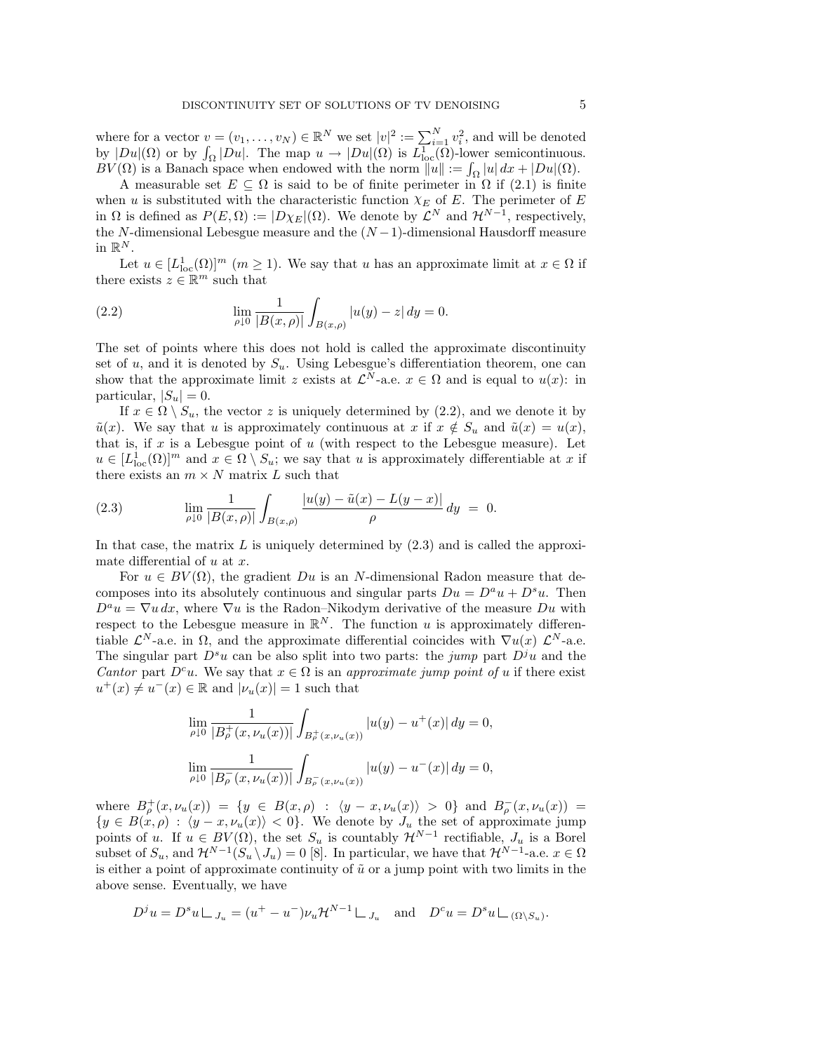where for a vector $v = (v_1, \ldots, v_N) \in \mathbb{R}^N$ we set $|v|^2 := \sum_{i=1}^N v_i^2$, and will be denoted by $|Du|(\Omega)$ or by $\int_\Omega |Du|$. The map $u \to |Du|(\Omega)$ is $L^1_{\mathrm{loc}}(\Omega)$-lower semicontinuous. $BV(\Omega)$ is a Banach space when endowed with the norm $\|u\| := \int_\Omega |u|\,dx + |Du|(\Omega)$.

A measurable set $E \subseteq \Omega$ is said to be of finite perimeter in $\Omega$ if (2.1) is finite when $u$ is substituted with the characteristic function $\chi_E$ of $E$. The perimeter of $E$ in $\Omega$ is defined as $P(E, \Omega) := |D\chi_E|(\Omega)$. We denote by $\mathcal{L}^N$ and $\mathcal{H}^{N-1}$, respectively, the $N$-dimensional Lebesgue measure and the $(N-1)$-dimensional Hausdorff measure in $\mathbb{R}^N$.

Let $u \in [L^1_{\mathrm{loc}}(\Omega)]^m$ ($m \geq 1$). We say that $u$ has an approximate limit at $x \in \Omega$ if there exists $z \in \mathbb{R}^m$ such that

$$\lim_{\rho \downarrow 0} \frac{1}{|B(x,\rho)|} \int_{B(x,\rho)} |u(y) - z|\,dy = 0. \tag{2.2}$$

The set of points where this does not hold is called the approximate discontinuity set of $u$, and it is denoted by $S_u$. Using Lebesgue's differentiation theorem, one can show that the approximate limit $z$ exists at $\mathcal{L}^N$-a.e. $x \in \Omega$ and is equal to $u(x)$: in particular, $|S_u| = 0$.

If $x \in \Omega \setminus S_u$, the vector $z$ is uniquely determined by (2.2), and we denote it by $\tilde{u}(x)$. We say that $u$ is approximately continuous at $x$ if $x \notin S_u$ and $\tilde{u}(x) = u(x)$, that is, if $x$ is a Lebesgue point of $u$ (with respect to the Lebesgue measure). Let $u \in [L^1_{\mathrm{loc}}(\Omega)]^m$ and $x \in \Omega \setminus S_u$; we say that $u$ is approximately differentiable at $x$ if there exists an $m \times N$ matrix $L$ such that

$$\lim_{\rho \downarrow 0} \frac{1}{|B(x,\rho)|} \int_{B(x,\rho)} \frac{|u(y) - \tilde{u}(x) - L(y-x)|}{\rho}\,dy \;=\; 0. \tag{2.3}$$

In that case, the matrix $L$ is uniquely determined by (2.3) and is called the approximate differential of $u$ at $x$.

For $u \in BV(\Omega)$, the gradient $Du$ is an $N$-dimensional Radon measure that decomposes into its absolutely continuous and singular parts $Du = D^a u + D^s u$. Then $D^a u = \nabla u\,dx$, where $\nabla u$ is the Radon–Nikodym derivative of the measure $Du$ with respect to the Lebesgue measure in $\mathbb{R}^N$. The function $u$ is approximately differentiable $\mathcal{L}^N$-a.e. in $\Omega$, and the approximate differential coincides with $\nabla u(x)$ $\mathcal{L}^N$-a.e. The singular part $D^s u$ can be also split into two parts: the *jump* part $D^j u$ and the *Cantor* part $D^c u$. We say that $x \in \Omega$ is an *approximate jump point of* $u$ if there exist $u^+(x) \neq u^-(x) \in \mathbb{R}$ and $|\nu_u(x)| = 1$ such that

$$\lim_{\rho \downarrow 0} \frac{1}{|B^+_\rho(x, \nu_u(x))|} \int_{B^+_\rho(x,\nu_u(x))} |u(y) - u^+(x)|\,dy = 0,$$

$$\lim_{\rho \downarrow 0} \frac{1}{|B^-_\rho(x, \nu_u(x))|} \int_{B^-_\rho(x,\nu_u(x))} |u(y) - u^-(x)|\,dy = 0,$$

where $B^+_\rho(x, \nu_u(x)) = \{y \in B(x,\rho) : \langle y - x, \nu_u(x)\rangle > 0\}$ and $B^-_\rho(x, \nu_u(x)) = \{y \in B(x,\rho) : \langle y - x, \nu_u(x)\rangle < 0\}$. We denote by $J_u$ the set of approximate jump points of $u$. If $u \in BV(\Omega)$, the set $S_u$ is countably $\mathcal{H}^{N-1}$ rectifiable, $J_u$ is a Borel subset of $S_u$, and $\mathcal{H}^{N-1}(S_u \setminus J_u) = 0$ [8]. In particular, we have that $\mathcal{H}^{N-1}$-a.e. $x \in \Omega$ is either a point of approximate continuity of $\tilde{u}$ or a jump point with two limits in the above sense. Eventually, we have

$$D^j u = D^s u \,\llcorner\, J_u = (u^+ - u^-)\nu_u \mathcal{H}^{N-1} \,\llcorner\, J_u \quad \text{and} \quad D^c u = D^s u \,\llcorner\, (\Omega \setminus S_u).$$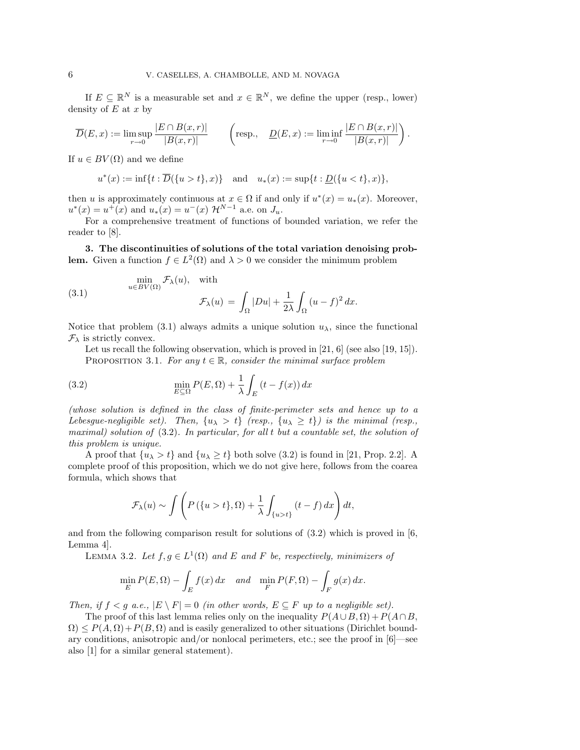If $E \subseteq \mathbb{R}^N$ is a measurable set and $x \in \mathbb{R}^N$, we define the upper (resp., lower) density of $E$ at $x$ by

$$\overline{D}(E,x) := \limsup_{r\to 0} \frac{|E \cap B(x,r)|}{|B(x,r)|} \qquad \left(\text{resp.,} \quad \underline{D}(E,x) := \liminf_{r\to 0} \frac{|E \cap B(x,r)|}{|B(x,r)|}\right).$$

If $u \in BV(\Omega)$ and we define

$$u^*(x) := \inf\{t : \overline{D}(\{u > t\}, x)\} \quad \text{and} \quad u_*(x) := \sup\{t : \underline{D}(\{u < t\}, x)\},$$

then $u$ is approximately continuous at $x \in \Omega$ if and only if $u^*(x) = u_*(x)$. Moreover, $u^*(x) = u^+(x)$ and $u_*(x) = u^-(x)$ $\mathcal{H}^{N-1}$ a.e. on $J_u$.

For a comprehensive treatment of functions of bounded variation, we refer the reader to [8].

**3. The discontinuities of solutions of the total variation denoising problem.** Given a function $f \in L^2(\Omega)$ and $\lambda > 0$ we consider the minimum problem

$$\min_{u\in BV(\Omega)} \mathcal{F}_\lambda(u), \quad \text{with} \qquad \mathcal{F}_\lambda(u) \,=\, \int_\Omega |Du| + \frac{1}{2\lambda}\int_\Omega (u-f)^2\,dx. \tag{3.1}$$

Notice that problem (3.1) always admits a unique solution $u_\lambda$, since the functional $\mathcal{F}_\lambda$ is strictly convex.

Let us recall the following observation, which is proved in [21, 6] (see also [19, 15]).

PROPOSITION 3.1. *For any $t \in \mathbb{R}$, consider the minimal surface problem*

$$\min_{E\subseteq\Omega} P(E,\Omega) + \frac{1}{\lambda}\int_E (t - f(x))\,dx \tag{3.2}$$

*(whose solution is defined in the class of finite-perimeter sets and hence up to a Lebesgue-negligible set). Then, $\{u_\lambda > t\}$ (resp., $\{u_\lambda \geq t\}$) is the minimal (resp., maximal) solution of (3.2). In particular, for all $t$ but a countable set, the solution of this problem is unique.*

A proof that $\{u_\lambda > t\}$ and $\{u_\lambda \geq t\}$ both solve (3.2) is found in [21, Prop. 2.2]. A complete proof of this proposition, which we do not give here, follows from the coarea formula, which shows that

$$\mathcal{F}_\lambda(u) \sim \int \left( P\left(\{u > t\}, \Omega\right) + \frac{1}{\lambda}\int_{\{u>t\}} (t - f)\,dx \right) dt,$$

and from the following comparison result for solutions of (3.2) which is proved in [6, Lemma 4].

LEMMA 3.2. *Let $f, g \in L^1(\Omega)$ and $E$ and $F$ be, respectively, minimizers of*

$$\min_E P(E,\Omega) - \int_E f(x)\,dx \quad \text{and} \quad \min_F P(F,\Omega) - \int_F g(x)\,dx.$$

*Then, if $f < g$ a.e., $|E \setminus F| = 0$ (in other words, $E \subseteq F$ up to a negligible set).*

The proof of this last lemma relies only on the inequality $P(A \cup B, \Omega) + P(A \cap B, \Omega) \leq P(A,\Omega) + P(B,\Omega)$ and is easily generalized to other situations (Dirichlet boundary conditions, anisotropic and/or nonlocal perimeters, etc.; see the proof in [6]—see also [1] for a similar general statement).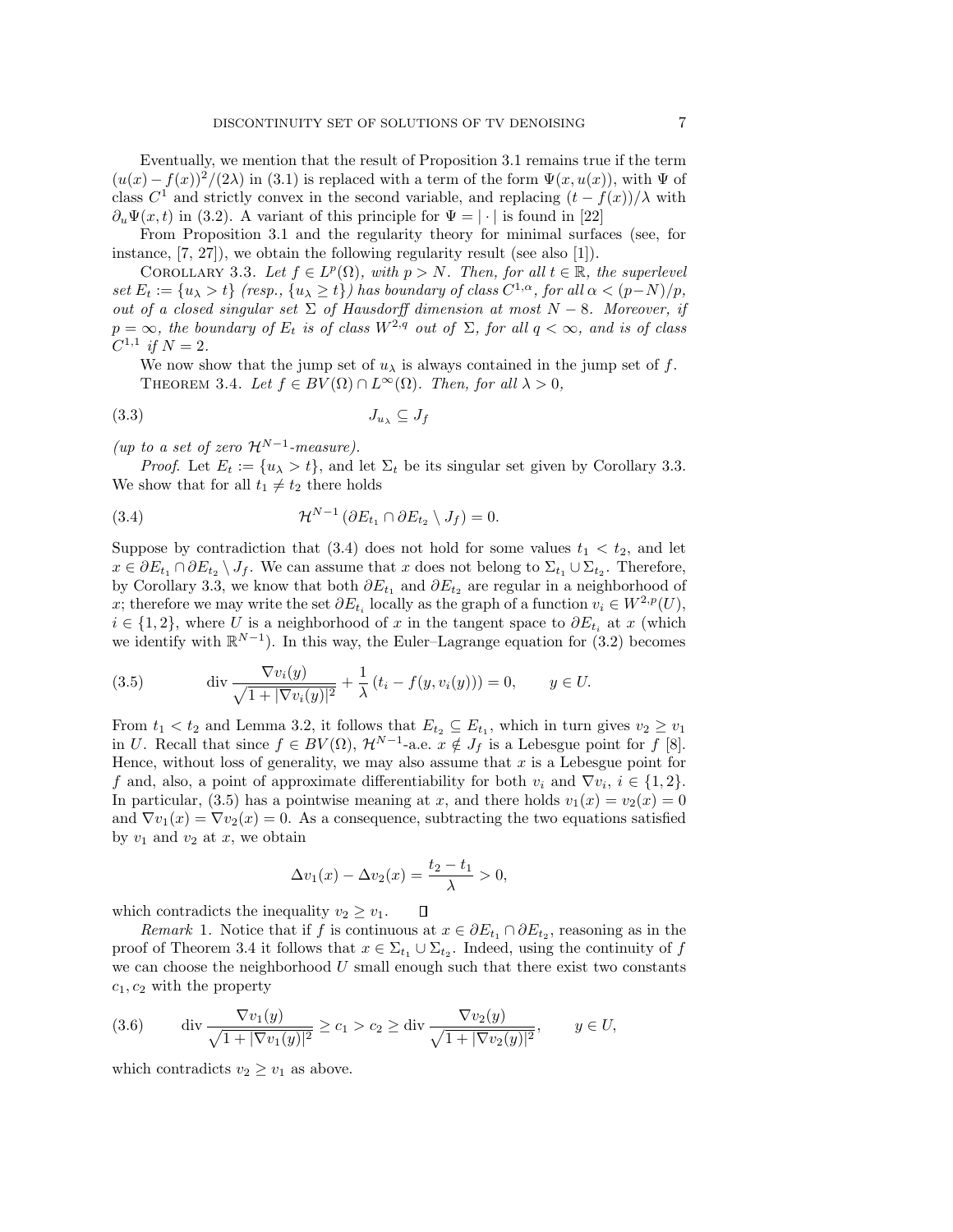Eventually, we mention that the result of Proposition 3.1 remains true if the term $(u(x)-f(x))^2/(2\lambda)$ in (3.1) is replaced with a term of the form $\Psi(x,u(x))$, with $\Psi$ of class $C^1$ and strictly convex in the second variable, and replacing $(t-f(x))/\lambda$ with $\partial_u\Psi(x,t)$ in (3.2). A variant of this principle for $\Psi = |\cdot|$ is found in [22]

From Proposition 3.1 and the regularity theory for minimal surfaces (see, for instance, [7, 27]), we obtain the following regularity result (see also [1]).

Corollary 3.3. *Let $f \in L^p(\Omega)$, with $p > N$. Then, for all $t \in \mathbb{R}$, the superlevel set $E_t := \{u_\lambda > t\}$ (resp., $\{u_\lambda \geq t\}$) has boundary of class $C^{1,\alpha}$, for all $\alpha < (p-N)/p$, out of a closed singular set $\Sigma$ of Hausdorff dimension at most $N-8$. Moreover, if $p = \infty$, the boundary of $E_t$ is of class $W^{2,q}$ out of $\Sigma$, for all $q < \infty$, and is of class $C^{1,1}$ if $N = 2$.*

We now show that the jump set of $u_\lambda$ is always contained in the jump set of $f$.

Theorem 3.4. *Let $f \in BV(\Omega) \cap L^\infty(\Omega)$. Then, for all $\lambda > 0$,*

$$J_{u_\lambda} \subseteq J_f \tag{3.3}$$

*(up to a set of zero $\mathcal{H}^{N-1}$-measure).*

*Proof.* Let $E_t := \{u_\lambda > t\}$, and let $\Sigma_t$ be its singular set given by Corollary 3.3. We show that for all $t_1 \neq t_2$ there holds

$$\mathcal{H}^{N-1}\left(\partial E_{t_1} \cap \partial E_{t_2} \setminus J_f\right) = 0. \tag{3.4}$$

Suppose by contradiction that (3.4) does not hold for some values $t_1 < t_2$, and let $x \in \partial E_{t_1} \cap \partial E_{t_2} \setminus J_f$. We can assume that $x$ does not belong to $\Sigma_{t_1} \cup \Sigma_{t_2}$. Therefore, by Corollary 3.3, we know that both $\partial E_{t_1}$ and $\partial E_{t_2}$ are regular in a neighborhood of $x$; therefore we may write the set $\partial E_{t_i}$ locally as the graph of a function $v_i \in W^{2,p}(U)$, $i \in \{1,2\}$, where $U$ is a neighborhood of $x$ in the tangent space to $\partial E_{t_i}$ at $x$ (which we identify with $\mathbb{R}^{N-1}$). In this way, the Euler–Lagrange equation for (3.2) becomes

$$\operatorname{div} \frac{\nabla v_i(y)}{\sqrt{1+|\nabla v_i(y)|^2}} + \frac{1}{\lambda}\left(t_i - f(y, v_i(y))\right) = 0, \qquad y \in U. \tag{3.5}$$

From $t_1 < t_2$ and Lemma 3.2, it follows that $E_{t_2} \subseteq E_{t_1}$, which in turn gives $v_2 \geq v_1$ in $U$. Recall that since $f \in BV(\Omega)$, $\mathcal{H}^{N-1}$-a.e. $x \notin J_f$ is a Lebesgue point for $f$ [8]. Hence, without loss of generality, we may also assume that $x$ is a Lebesgue point for $f$ and, also, a point of approximate differentiability for both $v_i$ and $\nabla v_i$, $i \in \{1,2\}$. In particular, (3.5) has a pointwise meaning at $x$, and there holds $v_1(x) = v_2(x) = 0$ and $\nabla v_1(x) = \nabla v_2(x) = 0$. As a consequence, subtracting the two equations satisfied by $v_1$ and $v_2$ at $x$, we obtain

$$\Delta v_1(x) - \Delta v_2(x) = \frac{t_2 - t_1}{\lambda} > 0,$$

which contradicts the inequality $v_2 \geq v_1$. ◻

*Remark* 1. Notice that if $f$ is continuous at $x \in \partial E_{t_1} \cap \partial E_{t_2}$, reasoning as in the proof of Theorem 3.4 it follows that $x \in \Sigma_{t_1} \cup \Sigma_{t_2}$. Indeed, using the continuity of $f$ we can choose the neighborhood $U$ small enough such that there exist two constants $c_1, c_2$ with the property

$$\operatorname{div} \frac{\nabla v_1(y)}{\sqrt{1+|\nabla v_1(y)|^2}} \geq c_1 > c_2 \geq \operatorname{div} \frac{\nabla v_2(y)}{\sqrt{1+|\nabla v_2(y)|^2}}, \qquad y \in U, \tag{3.6}$$

which contradicts $v_2 \geq v_1$ as above.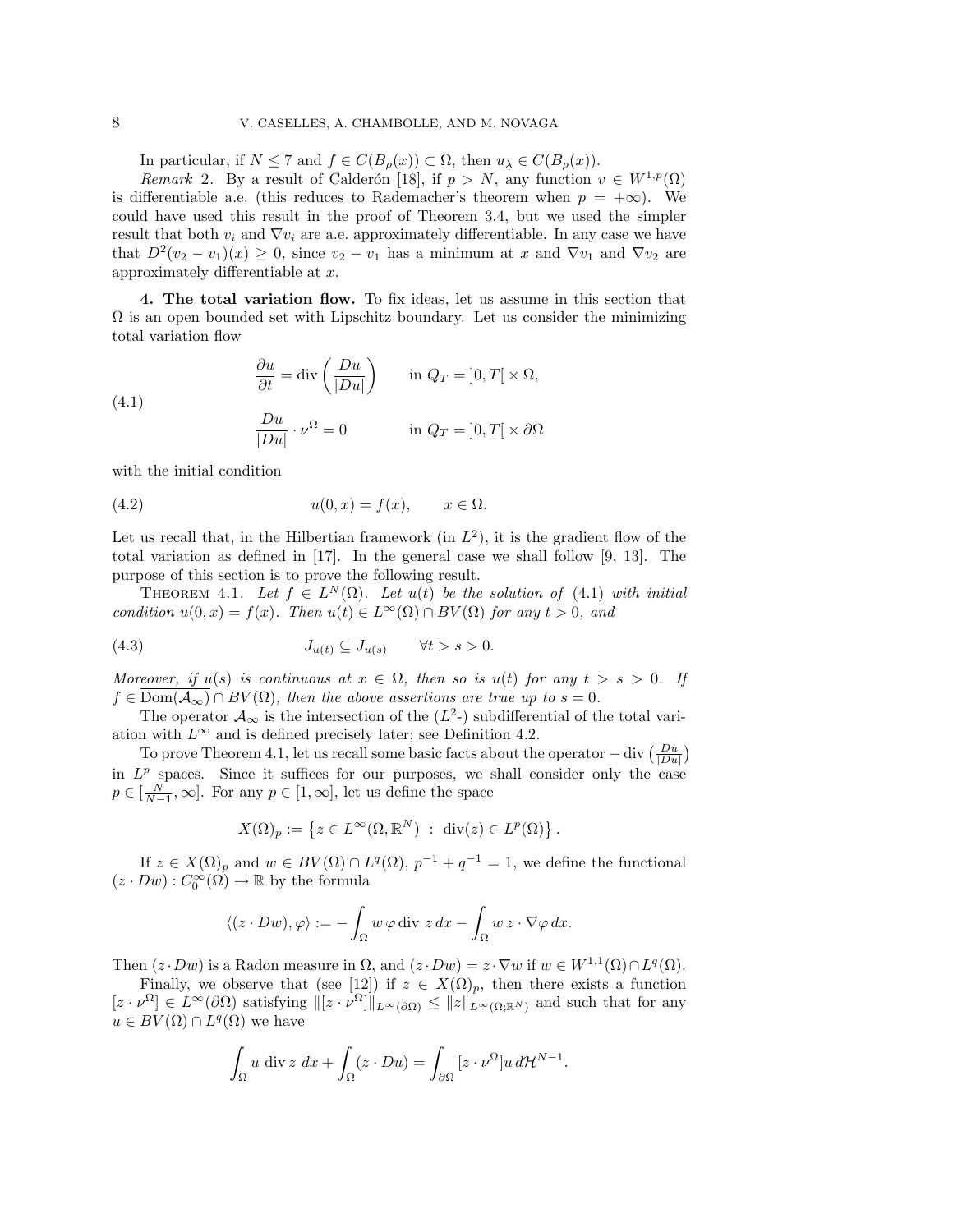In particular, if $N \leq 7$ and $f \in C(B_\rho(x)) \subset \Omega$, then $u_\lambda \in C(B_\rho(x))$.

*Remark* 2. By a result of Calderón [18], if $p > N$, any function $v \in W^{1,p}(\Omega)$ is differentiable a.e. (this reduces to Rademacher's theorem when $p = +\infty$). We could have used this result in the proof of Theorem 3.4, but we used the simpler result that both $v_i$ and $\nabla v_i$ are a.e. approximately differentiable. In any case we have that $D^2(v_2 - v_1)(x) \geq 0$, since $v_2 - v_1$ has a minimum at $x$ and $\nabla v_1$ and $\nabla v_2$ are approximately differentiable at $x$.

**4. The total variation flow.** To fix ideas, let us assume in this section that $\Omega$ is an open bounded set with Lipschitz boundary. Let us consider the minimizing total variation flow

$$
\begin{aligned}
&\frac{\partial u}{\partial t} = \operatorname{div}\left(\frac{Du}{|Du|}\right) \qquad \text{in } Q_T = ]0,T[\, \times \Omega, \\
&\frac{Du}{|Du|} \cdot \nu^\Omega = 0 \qquad\qquad\;\; \text{in } Q_T = ]0,T[\, \times \partial\Omega
\end{aligned}
\tag{4.1}
$$

with the initial condition

$$
u(0,x) = f(x), \qquad x \in \Omega. \tag{4.2}
$$

Let us recall that, in the Hilbertian framework (in $L^2$), it is the gradient flow of the total variation as defined in [17]. In the general case we shall follow [9, 13]. The purpose of this section is to prove the following result.

Theorem 4.1. *Let $f \in L^N(\Omega)$. Let $u(t)$ be the solution of* (4.1) *with initial condition $u(0,x) = f(x)$. Then $u(t) \in L^\infty(\Omega) \cap BV(\Omega)$ for any $t > 0$, and*

$$
J_{u(t)} \subseteq J_{u(s)} \qquad \forall t > s > 0. \tag{4.3}
$$

*Moreover, if $u(s)$ is continuous at $x \in \Omega$, then so is $u(t)$ for any $t > s > 0$. If $f \in \overline{\mathrm{Dom}(\mathcal{A}_\infty)} \cap BV(\Omega)$, then the above assertions are true up to $s = 0$.*

The operator $\mathcal{A}_\infty$ is the intersection of the ($L^2$-) subdifferential of the total variation with $L^\infty$ and is defined precisely later; see Definition 4.2.

To prove Theorem 4.1, let us recall some basic facts about the operator $-\operatorname{div}\left(\frac{Du}{|Du|}\right)$ in $L^p$ spaces. Since it suffices for our purposes, we shall consider only the case $p \in [\frac{N}{N-1}, \infty]$. For any $p \in [1, \infty]$, let us define the space

$$
X(\Omega)_p := \left\{ z \in L^\infty(\Omega, \mathbb{R}^N) \ : \ \operatorname{div}(z) \in L^p(\Omega) \right\}.
$$

If $z \in X(\Omega)_p$ and $w \in BV(\Omega) \cap L^q(\Omega)$, $p^{-1} + q^{-1} = 1$, we define the functional $(z \cdot Dw) : C_0^\infty(\Omega) \to \mathbb{R}$ by the formula

$$
\langle (z \cdot Dw), \varphi \rangle := -\int_\Omega w\, \varphi \operatorname{div}\, z \, dx - \int_\Omega w\, z \cdot \nabla \varphi \, dx.
$$

Then $(z \cdot Dw)$ is a Radon measure in $\Omega$, and $(z \cdot Dw) = z \cdot \nabla w$ if $w \in W^{1,1}(\Omega) \cap L^q(\Omega)$.

Finally, we observe that (see [12]) if $z \in X(\Omega)_p$, then there exists a function $[z \cdot \nu^\Omega] \in L^\infty(\partial\Omega)$ satisfying $\|[z \cdot \nu^\Omega]\|_{L^\infty(\partial\Omega)} \leq \|z\|_{L^\infty(\Omega;\mathbb{R}^N)}$ and such that for any $u \in BV(\Omega) \cap L^q(\Omega)$ we have

$$
\int_\Omega u \operatorname{div} z \, dx + \int_\Omega (z \cdot Du) = \int_{\partial\Omega} [z \cdot \nu^\Omega] u \, d\mathcal{H}^{N-1}.
$$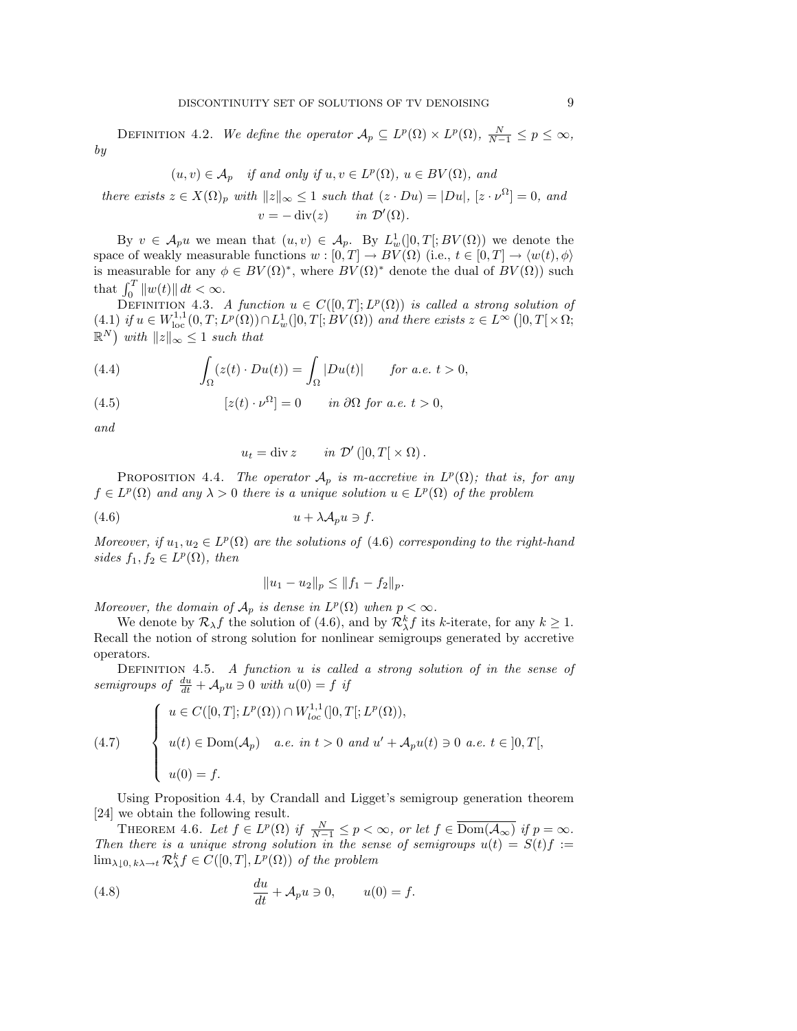Definition 4.2. *We define the operator $\mathcal{A}_p \subseteq L^p(\Omega) \times L^p(\Omega)$, $\frac{N}{N-1} \leq p \leq \infty$, by*

$$
(u, v) \in \mathcal{A}_p \quad \text{if and only if } u, v \in L^p(\Omega),\ u \in BV(\Omega), \text{ and}
$$

*there exists $z \in X(\Omega)_p$ with $\|z\|_\infty \leq 1$ such that $(z \cdot Du) = |Du|$, $[z \cdot \nu^\Omega] = 0$, and*

$$
v = -\operatorname{div}(z) \qquad \text{in } \mathcal{D}'(\Omega).
$$

By $v \in \mathcal{A}_p u$ we mean that $(u, v) \in \mathcal{A}_p$. By $L^1_w(]0, T[; BV(\Omega))$ we denote the space of weakly measurable functions $w : [0, T] \to BV(\Omega)$ (i.e., $t \in [0, T] \to \langle w(t), \phi \rangle$ is measurable for any $\phi \in BV(\Omega)^*$, where $BV(\Omega)^*$ denote the dual of $BV(\Omega)$) such that $\int_0^T \|w(t)\| \, dt < \infty$.

Definition 4.3. *A function $u \in C([0, T]; L^p(\Omega))$ is called a strong solution of (4.1) if $u \in W^{1,1}_{\rm loc}(0, T; L^p(\Omega)) \cap L^1_w(]0, T[; BV(\Omega))$ and there exists $z \in L^\infty\left(]0, T[ \times \Omega; \mathbb{R}^N\right)$ with $\|z\|_\infty \leq 1$ such that*

$$
\int_\Omega (z(t) \cdot Du(t)) = \int_\Omega |Du(t)| \qquad \text{for a.e. } t > 0, \tag{4.4}
$$

$$
[z(t) \cdot \nu^\Omega] = 0 \qquad \text{in } \partial\Omega \text{ for a.e. } t > 0, \tag{4.5}
$$

*and*

$$
u_t = \operatorname{div} z \qquad \text{in } \mathcal{D}'\left(]0, T[ \times \Omega\right).
$$

Proposition 4.4. *The operator $\mathcal{A}_p$ is m-accretive in $L^p(\Omega)$; that is, for any $f \in L^p(\Omega)$ and any $\lambda > 0$ there is a unique solution $u \in L^p(\Omega)$ of the problem*

$$
u + \lambda \mathcal{A}_p u \ni f. \tag{4.6}
$$

*Moreover, if $u_1, u_2 \in L^p(\Omega)$ are the solutions of (4.6) corresponding to the right-hand sides $f_1, f_2 \in L^p(\Omega)$, then*

$$
\|u_1 - u_2\|_p \leq \|f_1 - f_2\|_p.
$$

*Moreover, the domain of $\mathcal{A}_p$ is dense in $L^p(\Omega)$ when $p < \infty$.*

We denote by $\mathcal{R}_\lambda f$ the solution of (4.6), and by $\mathcal{R}^k_\lambda f$ its $k$-iterate, for any $k \geq 1$. Recall the notion of strong solution for nonlinear semigroups generated by accretive operators.

Definition 4.5. *A function $u$ is called a strong solution of in the sense of semigroups of $\frac{du}{dt} + \mathcal{A}_p u \ni 0$ with $u(0) = f$ if*

$$
\begin{cases}
u \in C([0, T]; L^p(\Omega)) \cap W^{1,1}_{loc}(]0, T[; L^p(\Omega)), \\[2ex]
u(t) \in \operatorname{Dom}(\mathcal{A}_p) \quad \text{a.e. in } t > 0 \text{ and } u' + \mathcal{A}_p u(t) \ni 0 \text{ a.e. } t \in ]0, T[, \\[2ex]
u(0) = f.
\end{cases} \tag{4.7}
$$

Using Proposition 4.4, by Crandall and Ligget's semigroup generation theorem [24] we obtain the following result.

Theorem 4.6. *Let $f \in L^p(\Omega)$ if $\frac{N}{N-1} \leq p < \infty$, or let $f \in \overline{\operatorname{Dom}(\mathcal{A}_\infty)}$ if $p = \infty$. Then there is a unique strong solution in the sense of semigroups $u(t) = S(t)f := \lim_{\lambda \downarrow 0,\, k\lambda \to t} \mathcal{R}^k_\lambda f \in C([0, T], L^p(\Omega))$ of the problem*

$$
\frac{du}{dt} + \mathcal{A}_p u \ni 0, \qquad u(0) = f. \tag{4.8}
$$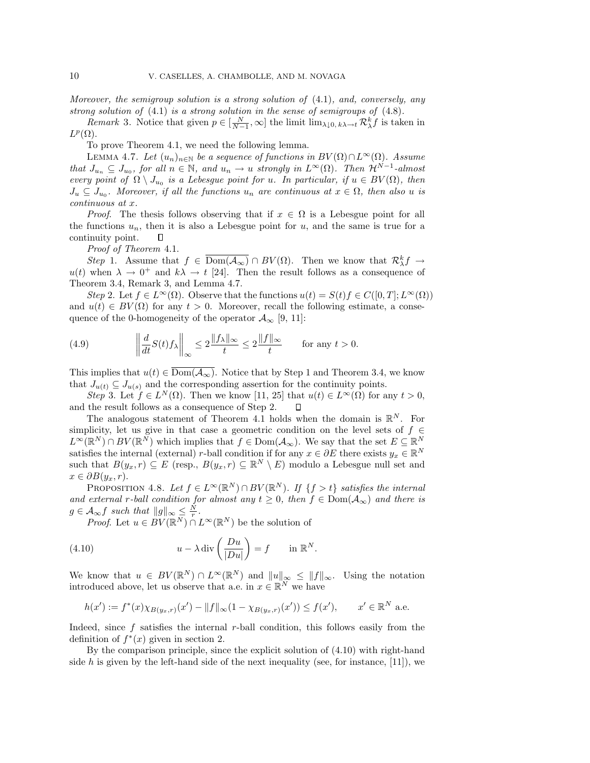*Moreover, the semigroup solution is a strong solution of* (4.1)*, and, conversely, any strong solution of* (4.1) *is a strong solution in the sense of semigroups of* (4.8)*.*

*Remark* 3. Notice that given $p \in [\frac{N}{N-1}, \infty]$ the limit $\lim_{\lambda \downarrow 0,\, k\lambda \to t} \mathcal{R}_\lambda^k f$ is taken in $L^p(\Omega)$.

To prove Theorem 4.1, we need the following lemma.

LEMMA 4.7. *Let $(u_n)_{n\in\mathbb{N}}$ be a sequence of functions in $BV(\Omega) \cap L^\infty(\Omega)$. Assume that $J_{u_n} \subseteq J_{u_0}$, for all $n \in \mathbb{N}$, and $u_n \to u$ strongly in $L^\infty(\Omega)$. Then $\mathcal{H}^{N-1}$-almost every point of $\Omega \setminus J_{u_0}$ is a Lebesgue point for $u$. In particular, if $u \in BV(\Omega)$, then $J_u \subseteq J_{u_0}$. Moreover, if all the functions $u_n$ are continuous at $x \in \Omega$, then also $u$ is continuous at $x$.*

*Proof.* The thesis follows observing that if $x \in \Omega$ is a Lebesgue point for all the functions $u_n$, then it is also a Lebesgue point for $u$, and the same is true for a continuity point. $\square$

*Proof of Theorem* 4.1.

*Step* 1. Assume that $f \in \overline{\mathrm{Dom}(\mathcal{A}_\infty)} \cap BV(\Omega)$. Then we know that $\mathcal{R}_\lambda^k f \to u(t)$ when $\lambda \to 0^+$ and $k\lambda \to t$ [24]. Then the result follows as a consequence of Theorem 3.4, Remark 3, and Lemma 4.7.

*Step* 2. Let $f \in L^\infty(\Omega)$. Observe that the functions $u(t) = S(t)f \in C([0,T]; L^\infty(\Omega))$ and $u(t) \in BV(\Omega)$ for any $t > 0$. Moreover, recall the following estimate, a consequence of the 0-homogeneity of the operator $\mathcal{A}_\infty$ [9, 11]:

$$\left\| \frac{d}{dt} S(t) f_\lambda \right\|_\infty \leq 2 \frac{\|f_\lambda\|_\infty}{t} \leq 2 \frac{\|f\|_\infty}{t} \qquad \text{for any } t > 0. \tag{4.9}$$

This implies that $u(t) \in \overline{\mathrm{Dom}(\mathcal{A}_\infty)}$. Notice that by Step 1 and Theorem 3.4, we know that $J_{u(t)} \subseteq J_{u(s)}$ and the corresponding assertion for the continuity points.

*Step* 3. Let $f \in L^N(\Omega)$. Then we know [11, 25] that $u(t) \in L^\infty(\Omega)$ for any $t > 0$, and the result follows as a consequence of Step 2. $\square$

The analogous statement of Theorem 4.1 holds when the domain is $\mathbb{R}^N$. For simplicity, let us give in that case a geometric condition on the level sets of $f \in L^\infty(\mathbb{R}^N) \cap BV(\mathbb{R}^N)$ which implies that $f \in \mathrm{Dom}(\mathcal{A}_\infty)$. We say that the set $E \subseteq \mathbb{R}^N$ satisfies the internal (external) $r$-ball condition if for any $x \in \partial E$ there exists $y_x \in \mathbb{R}^N$ such that $B(y_x, r) \subseteq E$ (resp., $B(y_x, r) \subseteq \mathbb{R}^N \setminus E$) modulo a Lebesgue null set and $x \in \partial B(y_x, r)$.

PROPOSITION 4.8. *Let $f \in L^\infty(\mathbb{R}^N) \cap BV(\mathbb{R}^N)$. If $\{f > t\}$ satisfies the internal and external $r$-ball condition for almost any $t \geq 0$, then $f \in \mathrm{Dom}(\mathcal{A}_\infty)$ and there is $g \in \mathcal{A}_\infty f$ such that $\|g\|_\infty \leq \frac{N}{r}$.*

*Proof.* Let $u \in BV(\mathbb{R}^N) \cap L^\infty(\mathbb{R}^N)$ be the solution of

$$u - \lambda \,\mathrm{div}\left(\frac{Du}{|Du|}\right) = f \qquad \text{in } \mathbb{R}^N. \tag{4.10}$$

We know that $u \in BV(\mathbb{R}^N) \cap L^\infty(\mathbb{R}^N)$ and $\|u\|_\infty \leq \|f\|_\infty$. Using the notation introduced above, let us observe that a.e. in $x \in \mathbb{R}^N$ we have

$$h(x') := f^*(x)\chi_{B(y_x,r)}(x') - \|f\|_\infty(1 - \chi_{B(y_x,r)}(x')) \leq f(x'), \qquad x' \in \mathbb{R}^N \text{ a.e.}$$

Indeed, since $f$ satisfies the internal $r$-ball condition, this follows easily from the definition of $f^*(x)$ given in section 2.

By the comparison principle, since the explicit solution of (4.10) with right-hand side $h$ is given by the left-hand side of the next inequality (see, for instance, [11]), we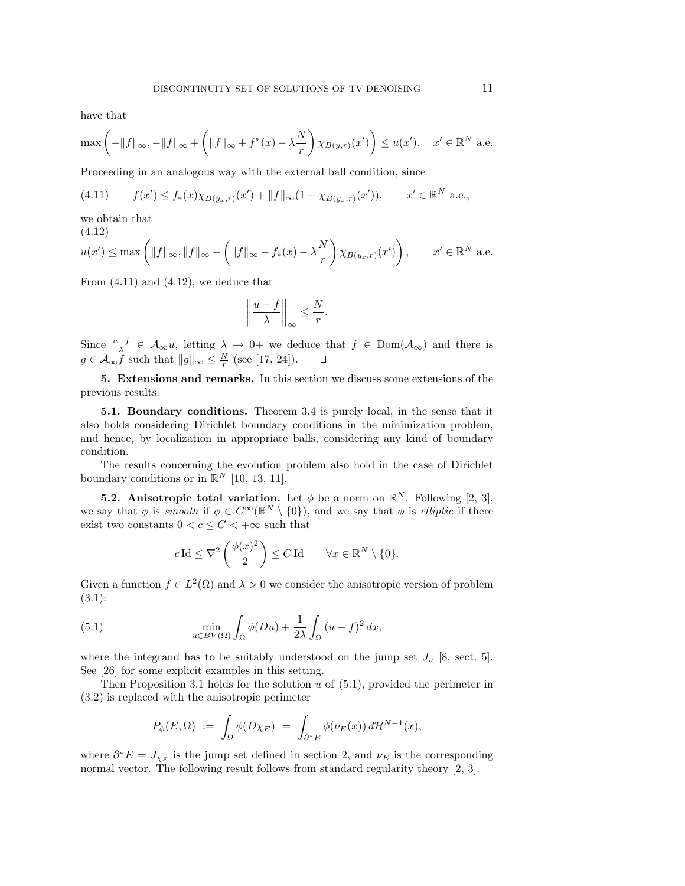have that

$$\max\left(-\|f\|_\infty, -\|f\|_\infty + \left(\|f\|_\infty + f^*(x) - \lambda\frac{N}{r}\right)\chi_{B(y,r)}(x')\right) \le u(x'), \quad x' \in \mathbb{R}^N \text{ a.e.}$$

Proceeding in an analogous way with the external ball condition, since

$$f(x') \le f_*(x)\chi_{B(y_x,r)}(x') + \|f\|_\infty(1 - \chi_{B(y_x,r)}(x')), \qquad x' \in \mathbb{R}^N \text{ a.e.}, \tag{4.11}$$

we obtain that

$$u(x') \le \max\left(\|f\|_\infty, \|f\|_\infty - \left(\|f\|_\infty - f_*(x) - \lambda\frac{N}{r}\right)\chi_{B(y_x,r)}(x')\right), \qquad x' \in \mathbb{R}^N \text{ a.e.} \tag{4.12}$$

From (4.11) and (4.12), we deduce that

$$\left\|\frac{u-f}{\lambda}\right\|_\infty \le \frac{N}{r}.$$

Since $\frac{u-f}{\lambda} \in \mathcal{A}_\infty u$, letting $\lambda \to 0+$ we deduce that $f \in \mathrm{Dom}(\mathcal{A}_\infty)$ and there is $g \in \mathcal{A}_\infty f$ such that $\|g\|_\infty \le \frac{N}{r}$ (see [17, 24]). ∎

## 5. Extensions and remarks.

In this section we discuss some extensions of the previous results.

### 5.1. Boundary conditions.

Theorem 3.4 is purely local, in the sense that it also holds considering Dirichlet boundary conditions in the minimization problem, and hence, by localization in appropriate balls, considering any kind of boundary condition.

The results concerning the evolution problem also hold in the case of Dirichlet boundary conditions or in $\mathbb{R}^N$ [10, 13, 11].

### 5.2. Anisotropic total variation.

Let $\phi$ be a norm on $\mathbb{R}^N$. Following [2, 3], we say that $\phi$ is *smooth* if $\phi \in C^\infty(\mathbb{R}^N \setminus \{0\})$, and we say that $\phi$ is *elliptic* if there exist two constants $0 < c \le C < +\infty$ such that

$$c\,\mathrm{Id} \le \nabla^2\left(\frac{\phi(x)^2}{2}\right) \le C\,\mathrm{Id} \qquad \forall x \in \mathbb{R}^N \setminus \{0\}.$$

Given a function $f \in L^2(\Omega)$ and $\lambda > 0$ we consider the anisotropic version of problem (3.1):

$$\min_{u \in BV(\Omega)} \int_\Omega \phi(Du) + \frac{1}{2\lambda}\int_\Omega (u-f)^2\,dx, \tag{5.1}$$

where the integrand has to be suitably understood on the jump set $J_u$ [8, sect. 5]. See [26] for some explicit examples in this setting.

Then Proposition 3.1 holds for the solution $u$ of (5.1), provided the perimeter in (3.2) is replaced with the anisotropic perimeter

$$P_\phi(E,\Omega) \;:=\; \int_\Omega \phi(D\chi_E) \;=\; \int_{\partial^* E} \phi(\nu_E(x))\,d\mathcal{H}^{N-1}(x),$$

where $\partial^* E = J_{\chi_E}$ is the jump set defined in section 2, and $\nu_E$ is the corresponding normal vector. The following result follows from standard regularity theory [2, 3].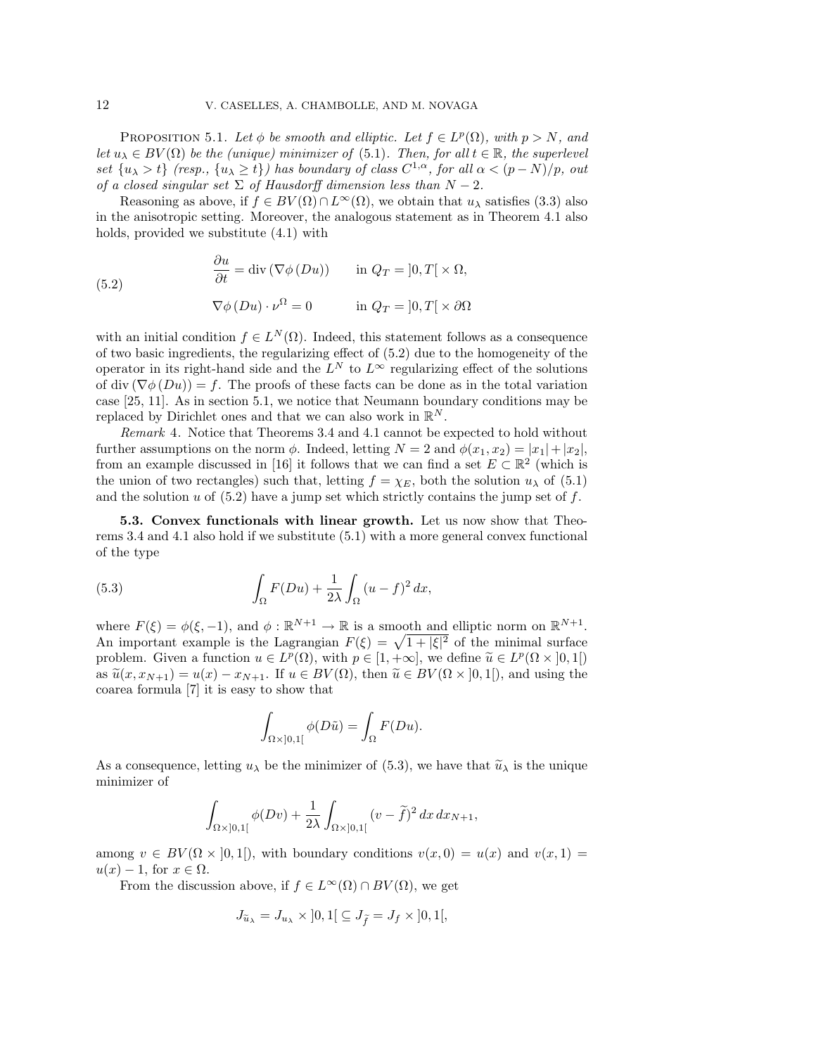PROPOSITION 5.1. *Let $\phi$ be smooth and elliptic. Let $f \in L^p(\Omega)$, with $p > N$, and let $u_\lambda \in BV(\Omega)$ be the (unique) minimizer of (5.1). Then, for all $t \in \mathbb{R}$, the superlevel set $\{u_\lambda > t\}$ (resp., $\{u_\lambda \geq t\}$) has boundary of class $C^{1,\alpha}$, for all $\alpha < (p-N)/p$, out of a closed singular set $\Sigma$ of Hausdorff dimension less than $N-2$.*

Reasoning as above, if $f \in BV(\Omega) \cap L^\infty(\Omega)$, we obtain that $u_\lambda$ satisfies (3.3) also in the anisotropic setting. Moreover, the analogous statement as in Theorem 4.1 also holds, provided we substitute (4.1) with

$$
\begin{aligned}
&\frac{\partial u}{\partial t} = \operatorname{div}\left(\nabla\phi\left(Du\right)\right) \qquad \text{in } Q_T = ]0,T[\times\Omega, \\
&\nabla\phi\left(Du\right)\cdot\nu^\Omega = 0 \qquad\qquad \text{in } Q_T = ]0,T[\times\partial\Omega
\end{aligned}
\tag{5.2}
$$

with an initial condition $f \in L^N(\Omega)$. Indeed, this statement follows as a consequence of two basic ingredients, the regularizing effect of (5.2) due to the homogeneity of the operator in its right-hand side and the $L^N$ to $L^\infty$ regularizing effect of the solutions of $\operatorname{div}(\nabla\phi(Du)) = f$. The proofs of these facts can be done as in the total variation case [25, 11]. As in section 5.1, we notice that Neumann boundary conditions may be replaced by Dirichlet ones and that we can also work in $\mathbb{R}^N$.

*Remark* 4. Notice that Theorems 3.4 and 4.1 cannot be expected to hold without further assumptions on the norm $\phi$. Indeed, letting $N = 2$ and $\phi(x_1, x_2) = |x_1| + |x_2|$, from an example discussed in [16] it follows that we can find a set $E \subset \mathbb{R}^2$ (which is the union of two rectangles) such that, letting $f = \chi_E$, both the solution $u_\lambda$ of (5.1) and the solution $u$ of (5.2) have a jump set which strictly contains the jump set of $f$.

**5.3. Convex functionals with linear growth.** Let us now show that Theorems 3.4 and 4.1 also hold if we substitute (5.1) with a more general convex functional of the type

$$
\int_\Omega F(Du) + \frac{1}{2\lambda}\int_\Omega (u-f)^2\,dx, \tag{5.3}
$$

where $F(\xi) = \phi(\xi, -1)$, and $\phi : \mathbb{R}^{N+1} \to \mathbb{R}$ is a smooth and elliptic norm on $\mathbb{R}^{N+1}$. An important example is the Lagrangian $F(\xi) = \sqrt{1+|\xi|^2}$ of the minimal surface problem. Given a function $u \in L^p(\Omega)$, with $p \in [1, +\infty]$, we define $\widetilde{u} \in L^p(\Omega \times ]0,1[)$ as $\widetilde{u}(x, x_{N+1}) = u(x) - x_{N+1}$. If $u \in BV(\Omega)$, then $\widetilde{u} \in BV(\Omega \times ]0,1[)$, and using the coarea formula [7] it is easy to show that

$$
\int_{\Omega\times]0,1[} \phi(D\tilde{u}) = \int_\Omega F(Du).
$$

As a consequence, letting $u_\lambda$ be the minimizer of (5.3), we have that $\widetilde{u}_\lambda$ is the unique minimizer of

$$
\int_{\Omega\times]0,1[} \phi(Dv) + \frac{1}{2\lambda}\int_{\Omega\times]0,1[} (v-\widetilde{f})^2\,dx\,dx_{N+1},
$$

among $v \in BV(\Omega \times ]0,1[)$, with boundary conditions $v(x,0) = u(x)$ and $v(x,1) = u(x) - 1$, for $x \in \Omega$.

From the discussion above, if $f \in L^\infty(\Omega) \cap BV(\Omega)$, we get

$$
J_{\widetilde{u}_\lambda} = J_{u_\lambda} \times ]0,1[ \subseteq J_{\widetilde{f}} = J_f \times ]0,1[,
$$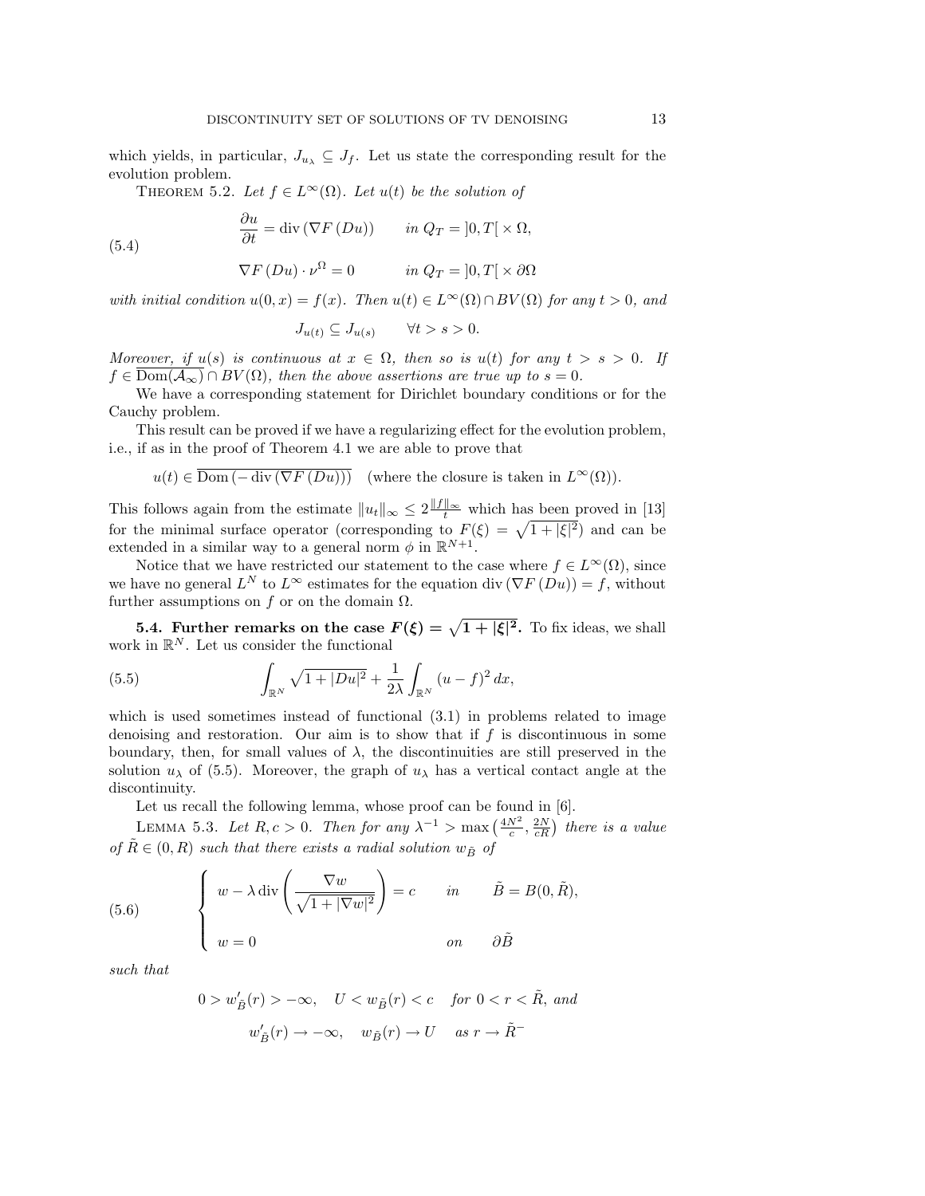which yields, in particular, $J_{u_\lambda} \subseteq J_f$. Let us state the corresponding result for the evolution problem.

THEOREM 5.2. *Let $f \in L^\infty(\Omega)$. Let $u(t)$ be the solution of*

$$
\begin{aligned}
\frac{\partial u}{\partial t} &= \operatorname{div}\left(\nabla F\left(Du\right)\right) \qquad \text{in } Q_T = ]0,T[ \times \Omega, \\
\nabla F\left(Du\right) \cdot \nu^\Omega &= 0 \qquad \text{in } Q_T = ]0,T[ \times \partial\Omega
\end{aligned}
\tag{5.4}
$$

*with initial condition $u(0,x) = f(x)$. Then $u(t) \in L^\infty(\Omega) \cap BV(\Omega)$ for any $t > 0$, and*

$$
J_{u(t)} \subseteq J_{u(s)} \qquad \forall t > s > 0.
$$

*Moreover, if $u(s)$ is continuous at $x \in \Omega$, then so is $u(t)$ for any $t > s > 0$. If $f \in \overline{\mathrm{Dom}(\mathcal{A}_\infty)} \cap BV(\Omega)$, then the above assertions are true up to $s = 0$.*

We have a corresponding statement for Dirichlet boundary conditions or for the Cauchy problem.

This result can be proved if we have a regularizing effect for the evolution problem, i.e., if as in the proof of Theorem 4.1 we are able to prove that

$$
u(t) \in \overline{\mathrm{Dom}\left(-\operatorname{div}\left(\nabla F\left(Du\right)\right)\right)} \quad \text{(where the closure is taken in } L^\infty(\Omega)).
$$

This follows again from the estimate $\|u_t\|_\infty \leq 2\frac{\|f\|_\infty}{t}$ which has been proved in [13] for the minimal surface operator (corresponding to $F(\xi) = \sqrt{1+|\xi|^2}$) and can be extended in a similar way to a general norm $\phi$ in $\mathbb{R}^{N+1}$.

Notice that we have restricted our statement to the case where $f \in L^\infty(\Omega)$, since we have no general $L^N$ to $L^\infty$ estimates for the equation $\operatorname{div}\left(\nabla F\left(Du\right)\right) = f$, without further assumptions on $f$ or on the domain $\Omega$.

**5.4. Further remarks on the case $F(\xi) = \sqrt{1+|\xi|^2}$.** To fix ideas, we shall work in $\mathbb{R}^N$. Let us consider the functional

$$
\int_{\mathbb{R}^N} \sqrt{1+|Du|^2} + \frac{1}{2\lambda}\int_{\mathbb{R}^N} (u-f)^2 \, dx,
\tag{5.5}
$$

which is used sometimes instead of functional (3.1) in problems related to image denoising and restoration. Our aim is to show that if $f$ is discontinuous in some boundary, then, for small values of $\lambda$, the discontinuities are still preserved in the solution $u_\lambda$ of (5.5). Moreover, the graph of $u_\lambda$ has a vertical contact angle at the discontinuity.

Let us recall the following lemma, whose proof can be found in [6].

LEMMA 5.3. *Let $R, c > 0$. Then for any $\lambda^{-1} > \max\left(\frac{4N^2}{c}, \frac{2N}{cR}\right)$ there is a value of $\tilde{R} \in (0,R)$ such that there exists a radial solution $w_{\tilde{B}}$ of*

$$
\begin{cases}
w - \lambda \operatorname{div}\left(\dfrac{\nabla w}{\sqrt{1+|\nabla w|^2}}\right) = c & \text{in} \quad \tilde{B} = B(0,\tilde{R}), \\[2ex]
w = 0 & \text{on} \quad \partial\tilde{B}
\end{cases}
\tag{5.6}
$$

*such that*

$$
\begin{aligned}
&0 > w'_{\tilde{B}}(r) > -\infty, \quad U < w_{\tilde{B}}(r) < c \quad \text{for } 0 < r < \tilde{R}, \text{ and} \\
&w'_{\tilde{B}}(r) \to -\infty, \quad w_{\tilde{B}}(r) \to U \quad \text{as } r \to \tilde{R}^-
\end{aligned}
$$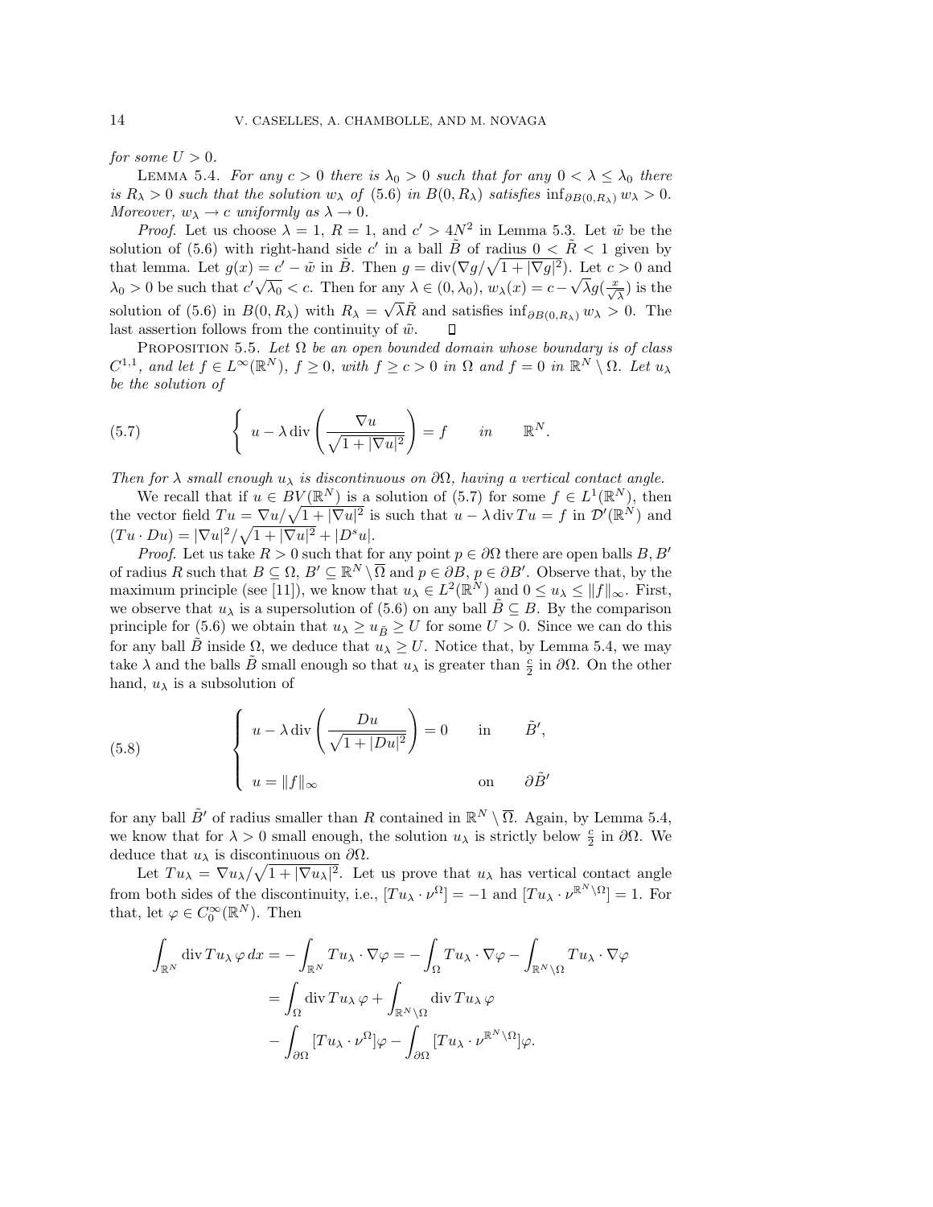*for some* $U > 0$.

LEMMA 5.4. *For any* $c > 0$ *there is* $\lambda_0 > 0$ *such that for any* $0 < \lambda \le \lambda_0$ *there is* $R_\lambda > 0$ *such that the solution* $w_\lambda$ *of* (5.6) *in* $B(0, R_\lambda)$ *satisfies* $\inf_{\partial B(0,R_\lambda)} w_\lambda > 0$. *Moreover,* $w_\lambda \to c$ *uniformly as* $\lambda \to 0$.

*Proof*. Let us choose $\lambda = 1$, $R = 1$, and $c' > 4N^2$ in Lemma 5.3. Let $\tilde{w}$ be the solution of (5.6) with right-hand side $c'$ in a ball $\tilde{B}$ of radius $0 < \tilde{R} < 1$ given by that lemma. Let $g(x) = c' - \tilde{w}$ in $\tilde{B}$. Then $g = \operatorname{div}(\nabla g/\sqrt{1+|\nabla g|^2})$. Let $c > 0$ and $\lambda_0 > 0$ be such that $c'\sqrt{\lambda_0} < c$. Then for any $\lambda \in (0, \lambda_0)$, $w_\lambda(x) = c - \sqrt{\lambda} g(\frac{x}{\sqrt{\lambda}})$ is the solution of (5.6) in $B(0, R_\lambda)$ with $R_\lambda = \sqrt{\lambda}\tilde{R}$ and satisfies $\inf_{\partial B(0,R_\lambda)} w_\lambda > 0$. The last assertion follows from the continuity of $\tilde{w}$. $\square$

PROPOSITION 5.5. *Let* $\Omega$ *be an open bounded domain whose boundary is of class* $C^{1,1}$, *and let* $f \in L^\infty(\mathbb{R}^N)$, $f \ge 0$, *with* $f \ge c > 0$ *in* $\Omega$ *and* $f = 0$ *in* $\mathbb{R}^N \setminus \Omega$. *Let* $u_\lambda$ *be the solution of*

$$
\left\{ \; u - \lambda \operatorname{div}\left(\frac{\nabla u}{\sqrt{1+|\nabla u|^2}}\right) = f \qquad in \qquad \mathbb{R}^N. \right. \tag{5.7}
$$

*Then for* $\lambda$ *small enough* $u_\lambda$ *is discontinuous on* $\partial\Omega$, *having a vertical contact angle.*

We recall that if $u \in BV(\mathbb{R}^N)$ is a solution of (5.7) for some $f \in L^1(\mathbb{R}^N)$, then the vector field $Tu = \nabla u/\sqrt{1+|\nabla u|^2}$ is such that $u - \lambda \operatorname{div} Tu = f$ in $\mathcal{D}'(\mathbb{R}^N)$ and $(Tu \cdot Du) = |\nabla u|^2/\sqrt{1+|\nabla u|^2} + |D^s u|$.

*Proof*. Let us take $R > 0$ such that for any point $p \in \partial\Omega$ there are open balls $B, B'$ of radius $R$ such that $B \subseteq \Omega$, $B' \subseteq \mathbb{R}^N \setminus \overline{\Omega}$ and $p \in \partial B$, $p \in \partial B'$. Observe that, by the maximum principle (see [11]), we know that $u_\lambda \in L^2(\mathbb{R}^N)$ and $0 \le u_\lambda \le \|f\|_\infty$. First, we observe that $u_\lambda$ is a supersolution of (5.6) on any ball $\tilde{B} \subseteq B$. By the comparison principle for (5.6) we obtain that $u_\lambda \ge u_{\tilde{B}} \ge U$ for some $U > 0$. Since we can do this for any ball $\tilde{B}$ inside $\Omega$, we deduce that $u_\lambda \ge U$. Notice that, by Lemma 5.4, we may take $\lambda$ and the balls $\tilde{B}$ small enough so that $u_\lambda$ is greater than $\frac{c}{2}$ in $\partial\Omega$. On the other hand, $u_\lambda$ is a subsolution of

$$
\left\{
\begin{array}{lll}
u - \lambda \operatorname{div}\left(\dfrac{Du}{\sqrt{1+|Du|^2}}\right) = 0 & \text{in} & \tilde{B}', \\[3ex]
u = \|f\|_\infty & & \text{on} \quad \partial\tilde{B}'
\end{array}
\right. \tag{5.8}
$$

for any ball $\tilde{B}'$ of radius smaller than $R$ contained in $\mathbb{R}^N \setminus \overline{\Omega}$. Again, by Lemma 5.4, we know that for $\lambda > 0$ small enough, the solution $u_\lambda$ is strictly below $\frac{c}{2}$ in $\partial\Omega$. We deduce that $u_\lambda$ is discontinuous on $\partial\Omega$.

Let $Tu_\lambda = \nabla u_\lambda/\sqrt{1+|\nabla u_\lambda|^2}$. Let us prove that $u_\lambda$ has vertical contact angle from both sides of the discontinuity, i.e., $[Tu_\lambda \cdot \nu^\Omega] = -1$ and $[Tu_\lambda \cdot \nu^{\mathbb{R}^N\setminus\Omega}] = 1$. For that, let $\varphi \in C_0^\infty(\mathbb{R}^N)$. Then

$$
\begin{aligned}
\int_{\mathbb{R}^N} \operatorname{div} Tu_\lambda \, \varphi \, dx &= -\int_{\mathbb{R}^N} Tu_\lambda \cdot \nabla\varphi = -\int_\Omega Tu_\lambda \cdot \nabla\varphi - \int_{\mathbb{R}^N\setminus\Omega} Tu_\lambda \cdot \nabla\varphi \\
&= \int_\Omega \operatorname{div} Tu_\lambda \, \varphi + \int_{\mathbb{R}^N\setminus\Omega} \operatorname{div} Tu_\lambda \, \varphi \\
&\quad - \int_{\partial\Omega} [Tu_\lambda \cdot \nu^\Omega]\varphi - \int_{\partial\Omega} [Tu_\lambda \cdot \nu^{\mathbb{R}^N\setminus\Omega}]\varphi.
\end{aligned}
$$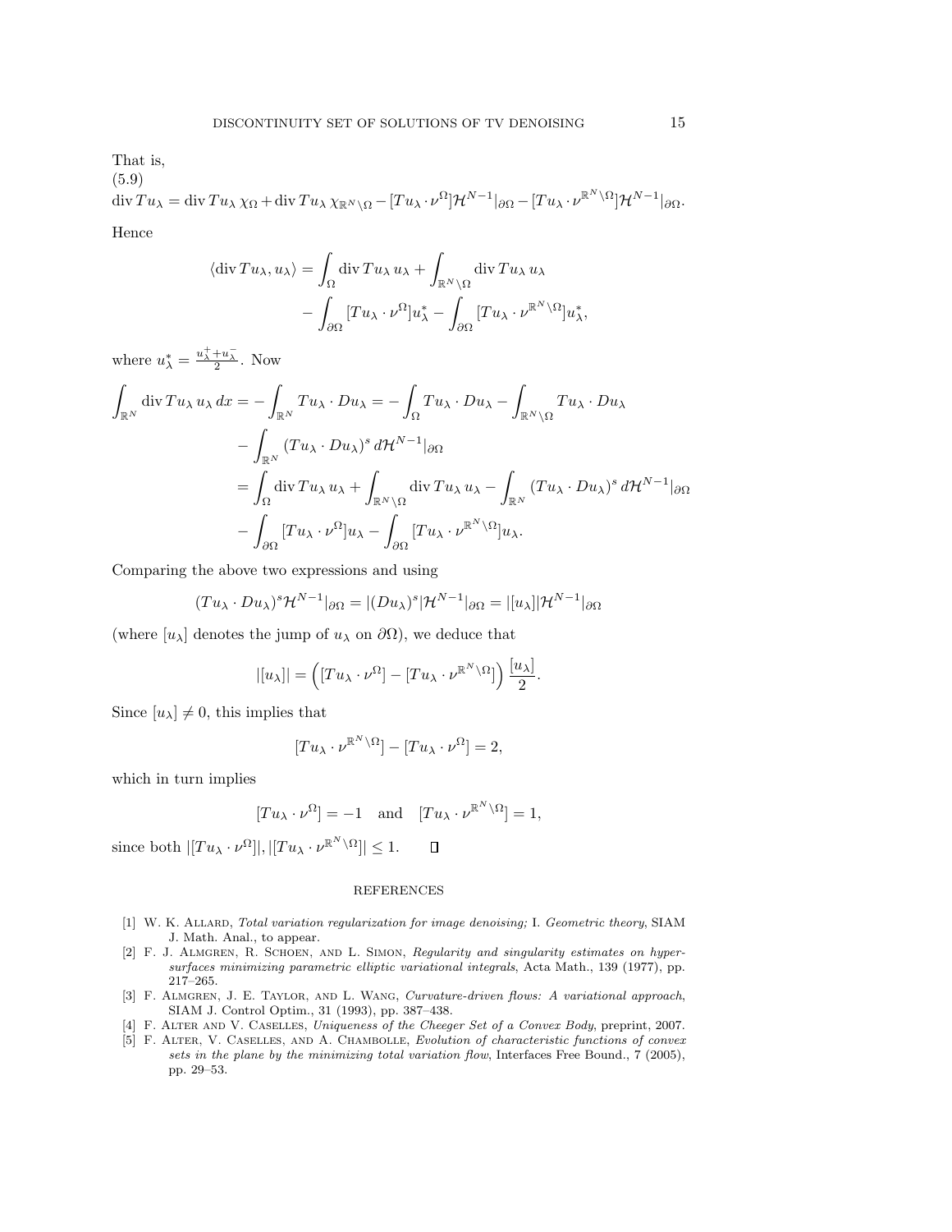That is,

(5.9)

$$\operatorname{div} Tu_\lambda = \operatorname{div} Tu_\lambda\, \chi_\Omega + \operatorname{div} Tu_\lambda\, \chi_{\mathbb{R}^N\setminus\Omega} - [Tu_\lambda \cdot \nu^\Omega]\mathcal{H}^{N-1}|_{\partial\Omega} - [Tu_\lambda \cdot \nu^{\mathbb{R}^N\setminus\Omega}]\mathcal{H}^{N-1}|_{\partial\Omega}.$$

Hence

$$\begin{aligned}
\langle \operatorname{div} Tu_\lambda, u_\lambda \rangle &= \int_\Omega \operatorname{div} Tu_\lambda\, u_\lambda + \int_{\mathbb{R}^N\setminus\Omega} \operatorname{div} Tu_\lambda\, u_\lambda \\
&\quad - \int_{\partial\Omega} [Tu_\lambda \cdot \nu^\Omega] u_\lambda^* - \int_{\partial\Omega} [Tu_\lambda \cdot \nu^{\mathbb{R}^N\setminus\Omega}] u_\lambda^*,
\end{aligned}$$

where $u_\lambda^* = \frac{u_\lambda^+ + u_\lambda^-}{2}$. Now

$$\begin{aligned}
\int_{\mathbb{R}^N} \operatorname{div} Tu_\lambda\, u_\lambda\, dx &= -\int_{\mathbb{R}^N} Tu_\lambda \cdot Du_\lambda = -\int_\Omega Tu_\lambda \cdot Du_\lambda - \int_{\mathbb{R}^N\setminus\Omega} Tu_\lambda \cdot Du_\lambda \\
&\quad - \int_{\mathbb{R}^N} (Tu_\lambda \cdot Du_\lambda)^s\, d\mathcal{H}^{N-1}|_{\partial\Omega} \\
&= \int_\Omega \operatorname{div} Tu_\lambda\, u_\lambda + \int_{\mathbb{R}^N\setminus\Omega} \operatorname{div} Tu_\lambda\, u_\lambda - \int_{\mathbb{R}^N} (Tu_\lambda \cdot Du_\lambda)^s\, d\mathcal{H}^{N-1}|_{\partial\Omega} \\
&\quad - \int_{\partial\Omega} [Tu_\lambda \cdot \nu^\Omega] u_\lambda - \int_{\partial\Omega} [Tu_\lambda \cdot \nu^{\mathbb{R}^N\setminus\Omega}] u_\lambda.
\end{aligned}$$

Comparing the above two expressions and using

$$(Tu_\lambda \cdot Du_\lambda)^s \mathcal{H}^{N-1}|_{\partial\Omega} = |(Du_\lambda)^s| \mathcal{H}^{N-1}|_{\partial\Omega} = |[u_\lambda]| \mathcal{H}^{N-1}|_{\partial\Omega}$$

(where $[u_\lambda]$ denotes the jump of $u_\lambda$ on $\partial\Omega$), we deduce that

$$|[u_\lambda]| = \left( [Tu_\lambda \cdot \nu^\Omega] - [Tu_\lambda \cdot \nu^{\mathbb{R}^N\setminus\Omega}] \right) \frac{[u_\lambda]}{2}.$$

Since $[u_\lambda] \neq 0$, this implies that

$$[Tu_\lambda \cdot \nu^{\mathbb{R}^N\setminus\Omega}] - [Tu_\lambda \cdot \nu^\Omega] = 2,$$

which in turn implies

$$[Tu_\lambda \cdot \nu^\Omega] = -1 \quad \text{and} \quad [Tu_\lambda \cdot \nu^{\mathbb{R}^N\setminus\Omega}] = 1,$$

since both $|[Tu_\lambda \cdot \nu^\Omega]|, |[Tu_\lambda \cdot \nu^{\mathbb{R}^N\setminus\Omega}]| \leq 1$. ∎

## REFERENCES

[1] W. K. Allard, *Total variation regularization for image denoising;* I. *Geometric theory*, SIAM J. Math. Anal., to appear.

[2] F. J. Almgren, R. Schoen, and L. Simon, *Regularity and singularity estimates on hypersurfaces minimizing parametric elliptic variational integrals*, Acta Math., 139 (1977), pp. 217–265.

[3] F. Almgren, J. E. Taylor, and L. Wang, *Curvature-driven flows: A variational approach*, SIAM J. Control Optim., 31 (1993), pp. 387–438.

[4] F. Alter and V. Caselles, *Uniqueness of the Cheeger Set of a Convex Body*, preprint, 2007.

[5] F. Alter, V. Caselles, and A. Chambolle, *Evolution of characteristic functions of convex sets in the plane by the minimizing total variation flow*, Interfaces Free Bound., 7 (2005), pp. 29–53.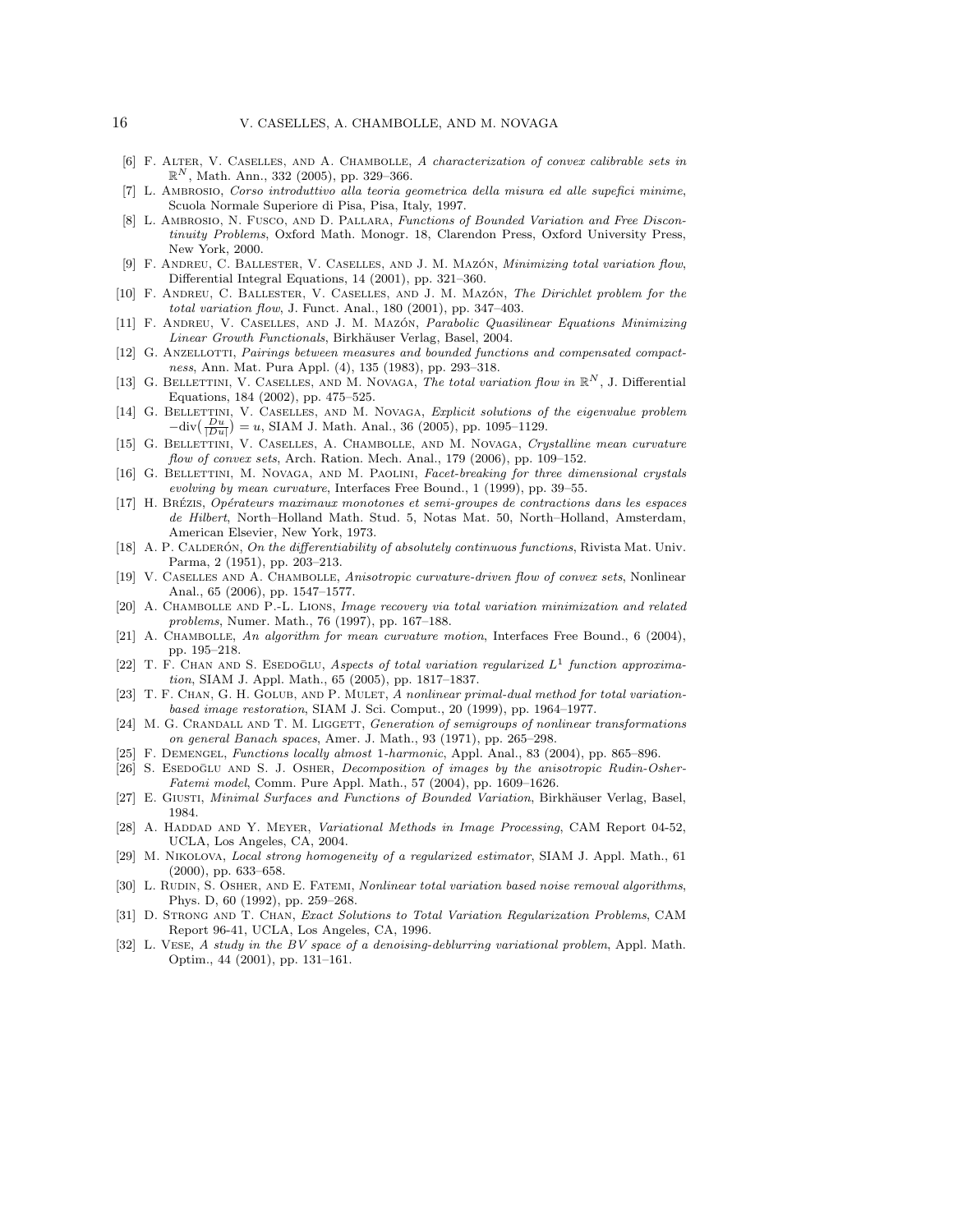[6] F. Alter, V. Caselles, and A. Chambolle, *A characterization of convex calibrable sets in* $\mathbb{R}^N$, Math. Ann., 332 (2005), pp. 329–366.

[7] L. Ambrosio, *Corso introduttivo alla teoria geometrica della misura ed alle supefici minime*, Scuola Normale Superiore di Pisa, Pisa, Italy, 1997.

[8] L. Ambrosio, N. Fusco, and D. Pallara, *Functions of Bounded Variation and Free Discontinuity Problems*, Oxford Math. Monogr. 18, Clarendon Press, Oxford University Press, New York, 2000.

[9] F. Andreu, C. Ballester, V. Caselles, and J. M. Mazón, *Minimizing total variation flow*, Differential Integral Equations, 14 (2001), pp. 321–360.

[10] F. Andreu, C. Ballester, V. Caselles, and J. M. Mazón, *The Dirichlet problem for the total variation flow*, J. Funct. Anal., 180 (2001), pp. 347–403.

[11] F. Andreu, V. Caselles, and J. M. Mazón, *Parabolic Quasilinear Equations Minimizing Linear Growth Functionals*, Birkhäuser Verlag, Basel, 2004.

[12] G. Anzellotti, *Pairings between measures and bounded functions and compensated compactness*, Ann. Mat. Pura Appl. (4), 135 (1983), pp. 293–318.

[13] G. Bellettini, V. Caselles, and M. Novaga, *The total variation flow in* $\mathbb{R}^N$, J. Differential Equations, 184 (2002), pp. 475–525.

[14] G. Bellettini, V. Caselles, and M. Novaga, *Explicit solutions of the eigenvalue problem* $-\mathrm{div}\left(\frac{Du}{|Du|}\right) = u$, SIAM J. Math. Anal., 36 (2005), pp. 1095–1129.

[15] G. Bellettini, V. Caselles, A. Chambolle, and M. Novaga, *Crystalline mean curvature flow of convex sets*, Arch. Ration. Mech. Anal., 179 (2006), pp. 109–152.

[16] G. Bellettini, M. Novaga, and M. Paolini, *Facet-breaking for three dimensional crystals evolving by mean curvature*, Interfaces Free Bound., 1 (1999), pp. 39–55.

[17] H. Brézis, *Opérateurs maximaux monotones et semi-groupes de contractions dans les espaces de Hilbert*, North–Holland Math. Stud. 5, Notas Mat. 50, North–Holland, Amsterdam, American Elsevier, New York, 1973.

[18] A. P. Calderón, *On the differentiability of absolutely continuous functions*, Rivista Mat. Univ. Parma, 2 (1951), pp. 203–213.

[19] V. Caselles and A. Chambolle, *Anisotropic curvature-driven flow of convex sets*, Nonlinear Anal., 65 (2006), pp. 1547–1577.

[20] A. Chambolle and P.-L. Lions, *Image recovery via total variation minimization and related problems*, Numer. Math., 76 (1997), pp. 167–188.

[21] A. Chambolle, *An algorithm for mean curvature motion*, Interfaces Free Bound., 6 (2004), pp. 195–218.

[22] T. F. Chan and S. Esedoḡlu, *Aspects of total variation regularized* $L^1$ *function approximation*, SIAM J. Appl. Math., 65 (2005), pp. 1817–1837.

[23] T. F. Chan, G. H. Golub, and P. Mulet, *A nonlinear primal-dual method for total variation-based image restoration*, SIAM J. Sci. Comput., 20 (1999), pp. 1964–1977.

[24] M. G. Crandall and T. M. Liggett, *Generation of semigroups of nonlinear transformations on general Banach spaces*, Amer. J. Math., 93 (1971), pp. 265–298.

[25] F. Demengel, *Functions locally almost 1-harmonic*, Appl. Anal., 83 (2004), pp. 865–896.

[26] S. Esedoḡlu and S. J. Osher, *Decomposition of images by the anisotropic Rudin-Osher-Fatemi model*, Comm. Pure Appl. Math., 57 (2004), pp. 1609–1626.

[27] E. Giusti, *Minimal Surfaces and Functions of Bounded Variation*, Birkhäuser Verlag, Basel, 1984.

[28] A. Haddad and Y. Meyer, *Variational Methods in Image Processing*, CAM Report 04-52, UCLA, Los Angeles, CA, 2004.

[29] M. Nikolova, *Local strong homogeneity of a regularized estimator*, SIAM J. Appl. Math., 61 (2000), pp. 633–658.

[30] L. Rudin, S. Osher, and E. Fatemi, *Nonlinear total variation based noise removal algorithms*, Phys. D, 60 (1992), pp. 259–268.

[31] D. Strong and T. Chan, *Exact Solutions to Total Variation Regularization Problems*, CAM Report 96-41, UCLA, Los Angeles, CA, 1996.

[32] L. Vese, *A study in the BV space of a denoising-deblurring variational problem*, Appl. Math. Optim., 44 (2001), pp. 131–161.